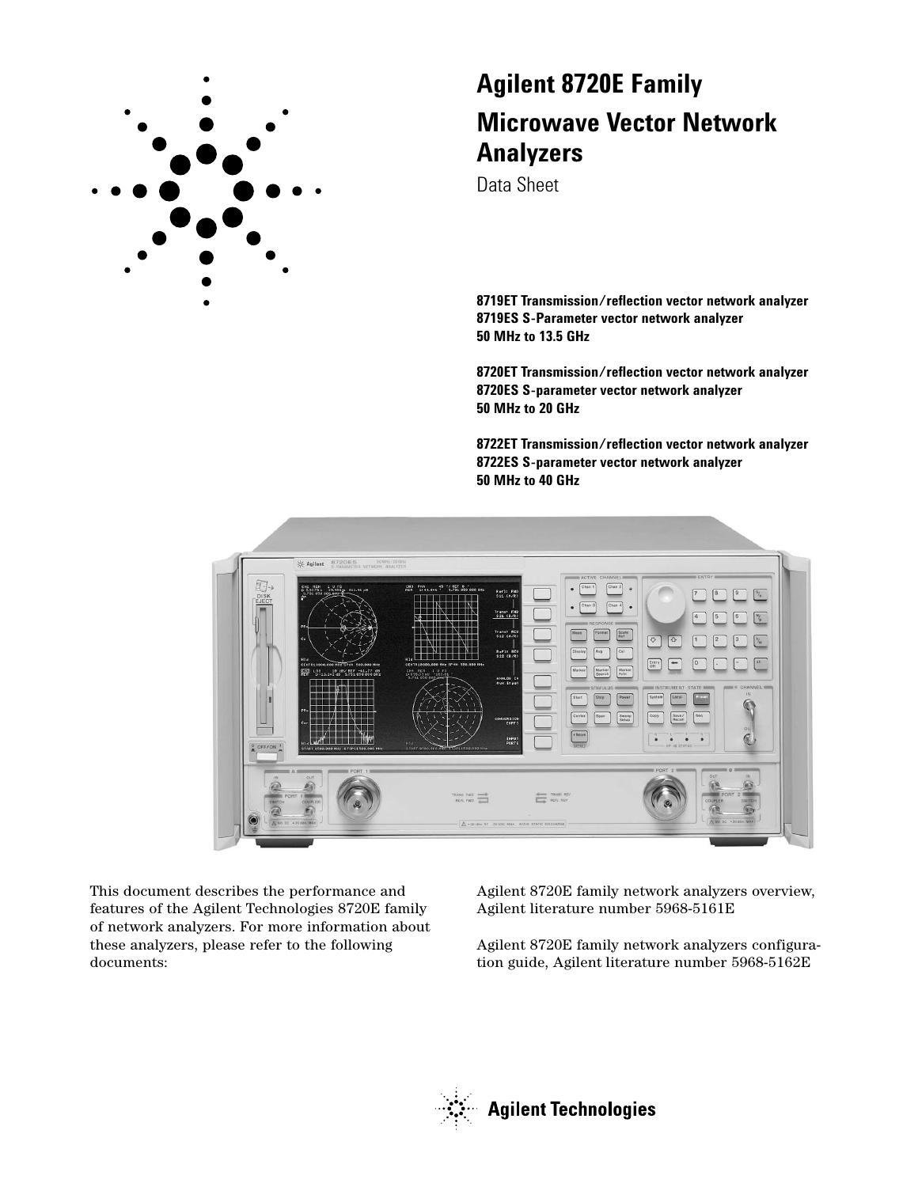# Agilent 8720E Family

# Microwave Vector Network Analyzers

Data Sheet

**8719ET Transmission/reflection vector network analyzer**
**8719ES S-Parameter vector network analyzer**
**50 MHz to 13.5 GHz**

**8720ET Transmission/reflection vector network analyzer**
**8720ES S-parameter vector network analyzer**
**50 MHz to 20 GHz**

**8722ET Transmission/reflection vector network analyzer**
**8722ES S-parameter vector network analyzer**
**50 MHz to 40 GHz**

This document describes the performance and features of the Agilent Technologies 8720E family of network analyzers. For more information about these analyzers, please refer to the following documents:

Agilent 8720E family network analyzers overview, Agilent literature number 5968-5161E

Agilent 8720E family network analyzers configuration guide, Agilent literature number 5968-5162E

Agilent Technologies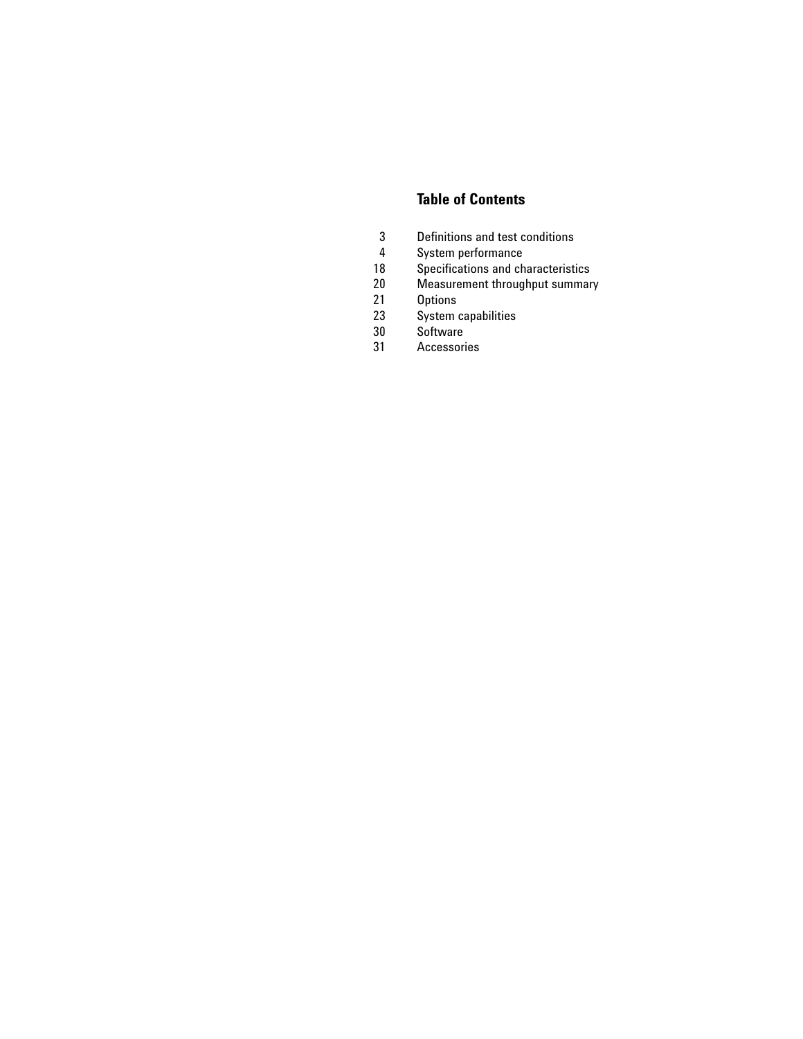## Table of Contents

| | |
|---|---|
| 3 | Definitions and test conditions |
| 4 | System performance |
| 18 | Specifications and characteristics |
| 20 | Measurement throughput summary |
| 21 | Options |
| 23 | System capabilities |
| 30 | Software |
| 31 | Accessories |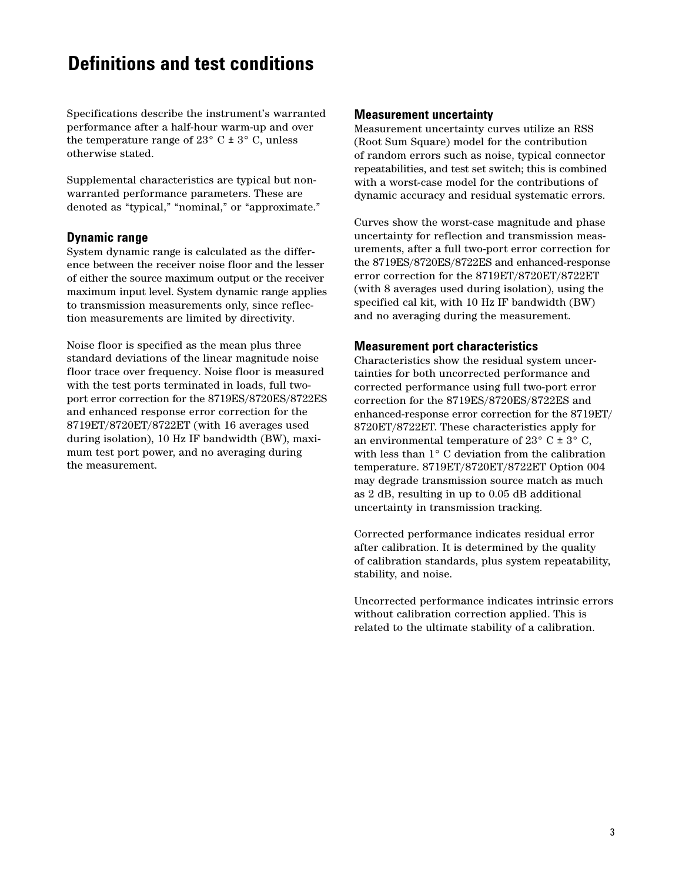# Definitions and test conditions

Specifications describe the instrument's warranted performance after a half-hour warm-up and over the temperature range of 23° C ± 3° C, unless otherwise stated.

Supplemental characteristics are typical but non-warranted performance parameters. These are denoted as "typical," "nominal," or "approximate."

## Dynamic range

System dynamic range is calculated as the difference between the receiver noise floor and the lesser of either the source maximum output or the receiver maximum input level. System dynamic range applies to transmission measurements only, since reflection measurements are limited by directivity.

Noise floor is specified as the mean plus three standard deviations of the linear magnitude noise floor trace over frequency. Noise floor is measured with the test ports terminated in loads, full two-port error correction for the 8719ES/8720ES/8722ES and enhanced response error correction for the 8719ET/8720ET/8722ET (with 16 averages used during isolation), 10 Hz IF bandwidth (BW), maximum test port power, and no averaging during the measurement.

## Measurement uncertainty

Measurement uncertainty curves utilize an RSS (Root Sum Square) model for the contribution of random errors such as noise, typical connector repeatabilities, and test set switch; this is combined with a worst-case model for the contributions of dynamic accuracy and residual systematic errors.

Curves show the worst-case magnitude and phase uncertainty for reflection and transmission measurements, after a full two-port error correction for the 8719ES/8720ES/8722ES and enhanced-response error correction for the 8719ET/8720ET/8722ET (with 8 averages used during isolation), using the specified cal kit, with 10 Hz IF bandwidth (BW) and no averaging during the measurement.

## Measurement port characteristics

Characteristics show the residual system uncertainties for both uncorrected performance and corrected performance using full two-port error correction for the 8719ES/8720ES/8722ES and enhanced-response error correction for the 8719ET/8720ET/8722ET. These characteristics apply for an environmental temperature of 23° C ± 3° C, with less than 1° C deviation from the calibration temperature. 8719ET/8720ET/8722ET Option 004 may degrade transmission source match as much as 2 dB, resulting in up to 0.05 dB additional uncertainty in transmission tracking.

Corrected performance indicates residual error after calibration. It is determined by the quality of calibration standards, plus system repeatability, stability, and noise.

Uncorrected performance indicates intrinsic errors without calibration correction applied. This is related to the ultimate stability of a calibration.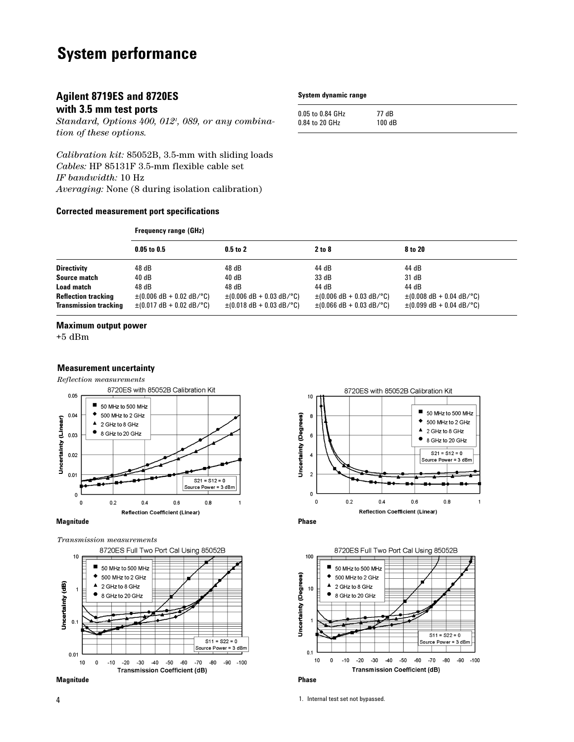# System performance

## Agilent 8719ES and 8720ES with 3.5 mm test ports

*Standard, Options 400, 012[1], 089, or any combination of these options.*

*Calibration kit:* 85052B, 3.5-mm with sliding loads
*Cables:* HP 85131F 3.5-mm flexible cable set
*IF bandwidth:* 10 Hz
*Averaging:* None (8 during isolation calibration)

**System dynamic range**

| | |
|---|---|
| 0.05 to 0.84 GHz | 77 dB |
| 0.84 to 20 GHz | 100 dB |

### Corrected measurement port specifications

| | Frequency range (GHz) | | | |
|---|---|---|---|---|
| | **0.05 to 0.5** | **0.5 to 2** | **2 to 8** | **8 to 20** |
| **Directivity** | 48 dB | 48 dB | 44 dB | 44 dB |
| **Source match** | 40 dB | 40 dB | 33 dB | 31 dB |
| **Load match** | 48 dB | 48 dB | 44 dB | 44 dB |
| **Reflection tracking** | ±(0.006 dB + 0.02 dB/°C) | ±(0.006 dB + 0.03 dB/°C) | ±(0.006 dB + 0.03 dB/°C) | ±(0.008 dB + 0.04 dB/°C) |
| **Transmission tracking** | ±(0.017 dB + 0.02 dB/°C) | ±(0.018 dB + 0.03 dB/°C) | ±(0.066 dB + 0.03 dB/°C) | ±(0.099 dB + 0.04 dB/°C) |

### Maximum output power

+5 dBm

### Measurement uncertainty

*Reflection measurements*

8720ES with 85052B Calibration Kit

**Magnitude**

8720ES with 85052B Calibration Kit

**Phase**

*Transmission measurements*

8720ES Full Two Port Cal Using 85052B

**Magnitude**

8720ES Full Two Port Cal Using 85052B

**Phase**

1. Internal test set not bypassed.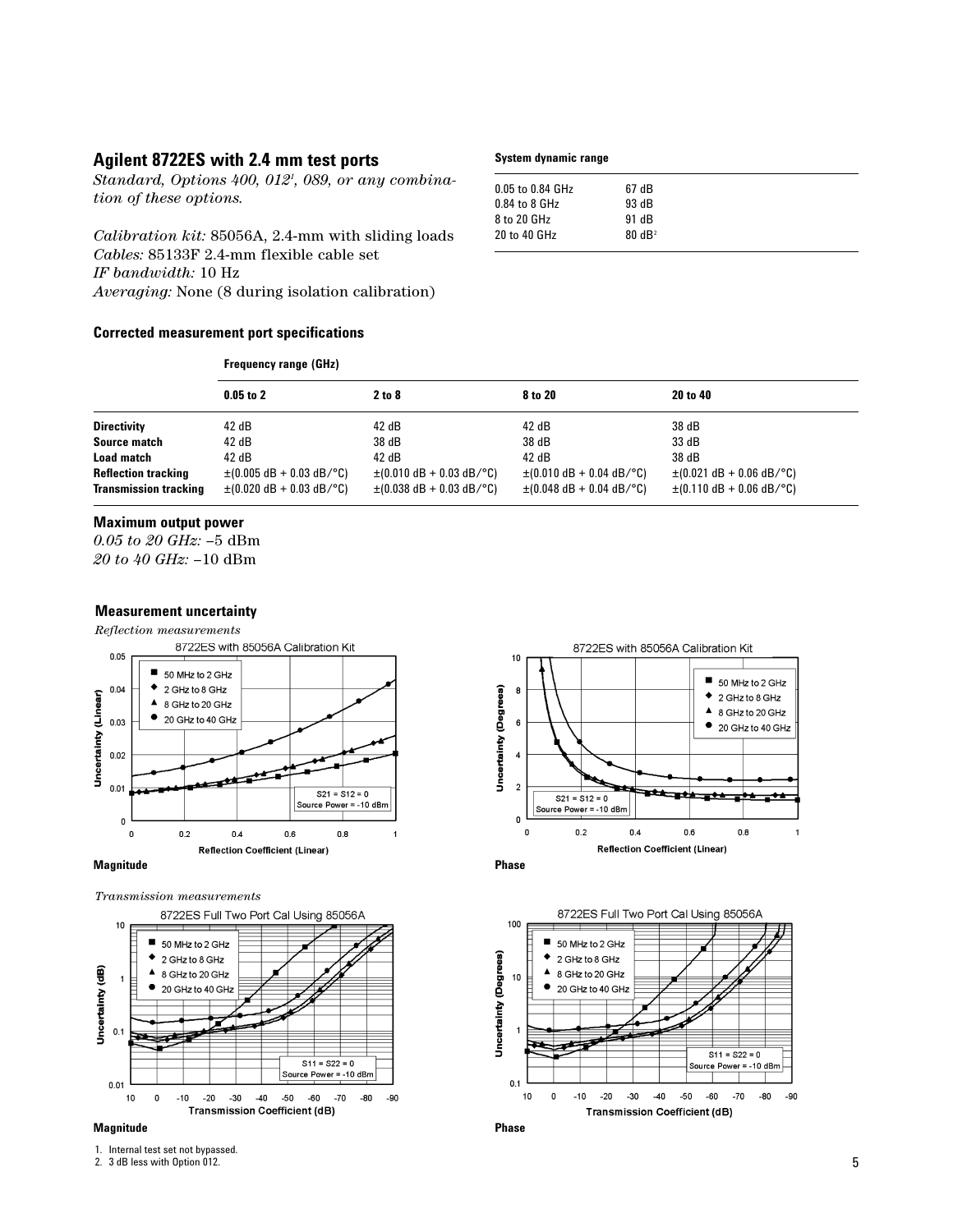## Agilent 8722ES with 2.4 mm test ports

*Standard, Options 400, 012[1], 089, or any combination of these options.*

*Calibration kit:* 85056A, 2.4-mm with sliding loads
*Cables:* 85133F 2.4-mm flexible cable set
*IF bandwidth:* 10 Hz
*Averaging:* None (8 during isolation calibration)

**System dynamic range**

| | |
|---|---|
| 0.05 to 0.84 GHz | 67 dB |
| 0.84 to 8 GHz | 93 dB |
| 8 to 20 GHz | 91 dB |
| 20 to 40 GHz | 80 dB[2] |

### Corrected measurement port specifications

| | Frequency range (GHz) | | | |
|---|---|---|---|---|
| | **0.05 to 2** | **2 to 8** | **8 to 20** | **20 to 40** |
| **Directivity** | 42 dB | 42 dB | 42 dB | 38 dB |
| **Source match** | 42 dB | 38 dB | 38 dB | 33 dB |
| **Load match** | 42 dB | 42 dB | 42 dB | 38 dB |
| **Reflection tracking** | ±(0.005 dB + 0.03 dB/°C) | ±(0.010 dB + 0.03 dB/°C) | ±(0.010 dB + 0.04 dB/°C) | ±(0.021 dB + 0.06 dB/°C) |
| **Transmission tracking** | ±(0.020 dB + 0.03 dB/°C) | ±(0.038 dB + 0.03 dB/°C) | ±(0.048 dB + 0.04 dB/°C) | ±(0.110 dB + 0.06 dB/°C) |

### Maximum output power

*0.05 to 20 GHz:* –5 dBm
*20 to 40 GHz:* –10 dBm

### Measurement uncertainty

*Reflection measurements*

**Magnitude**

**Phase**

*Transmission measurements*

**Magnitude**

**Phase**

1. Internal test set not bypassed.
2. 3 dB less with Option 012.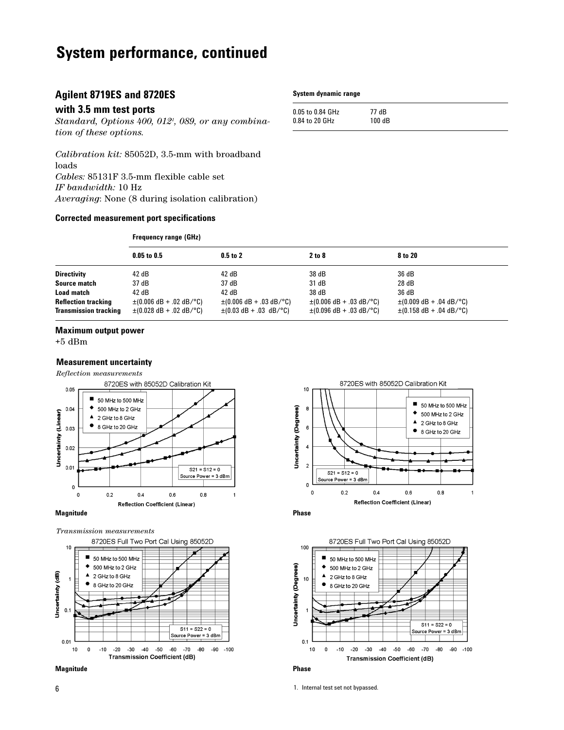# System performance, continued

## Agilent 8719ES and 8720ES with 3.5 mm test ports

*Standard, Options 400, 012*[1]*, 089, or any combination of these options.*

*Calibration kit:* 85052D, 3.5-mm with broadband loads
*Cables:* 85131F 3.5-mm flexible cable set
*IF bandwidth:* 10 Hz
*Averaging*: None (8 during isolation calibration)

**System dynamic range**

| | |
|---|---|
| 0.05 to 0.84 GHz | 77 dB |
| 0.84 to 20 GHz | 100 dB |

**Corrected measurement port specifications**

| | Frequency range (GHz) | | | |
|---|---|---|---|---|
| | **0.05 to 0.5** | **0.5 to 2** | **2 to 8** | **8 to 20** |
| **Directivity** | 42 dB | 42 dB | 38 dB | 36 dB |
| **Source match** | 37 dB | 37 dB | 31 dB | 28 dB |
| **Load match** | 42 dB | 42 dB | 38 dB | 36 dB |
| **Reflection tracking** | ±(0.006 dB + .02 dB/°C) | ±(0.006 dB + .03 dB/°C) | ±(0.006 dB + .03 dB/°C) | ±(0.009 dB + .04 dB/°C) |
| **Transmission tracking** | ±(0.028 dB + .02 dB/°C) | ±(0.03 dB + .03 dB/°C) | ±(0.096 dB + .03 dB/°C) | ±(0.158 dB + .04 dB/°C) |

**Maximum output power**

+5 dBm

**Measurement uncertainty**

*Reflection measurements*

**Magnitude**

**Phase**

*Transmission measurements*

**Magnitude**

**Phase**

1. Internal test set not bypassed.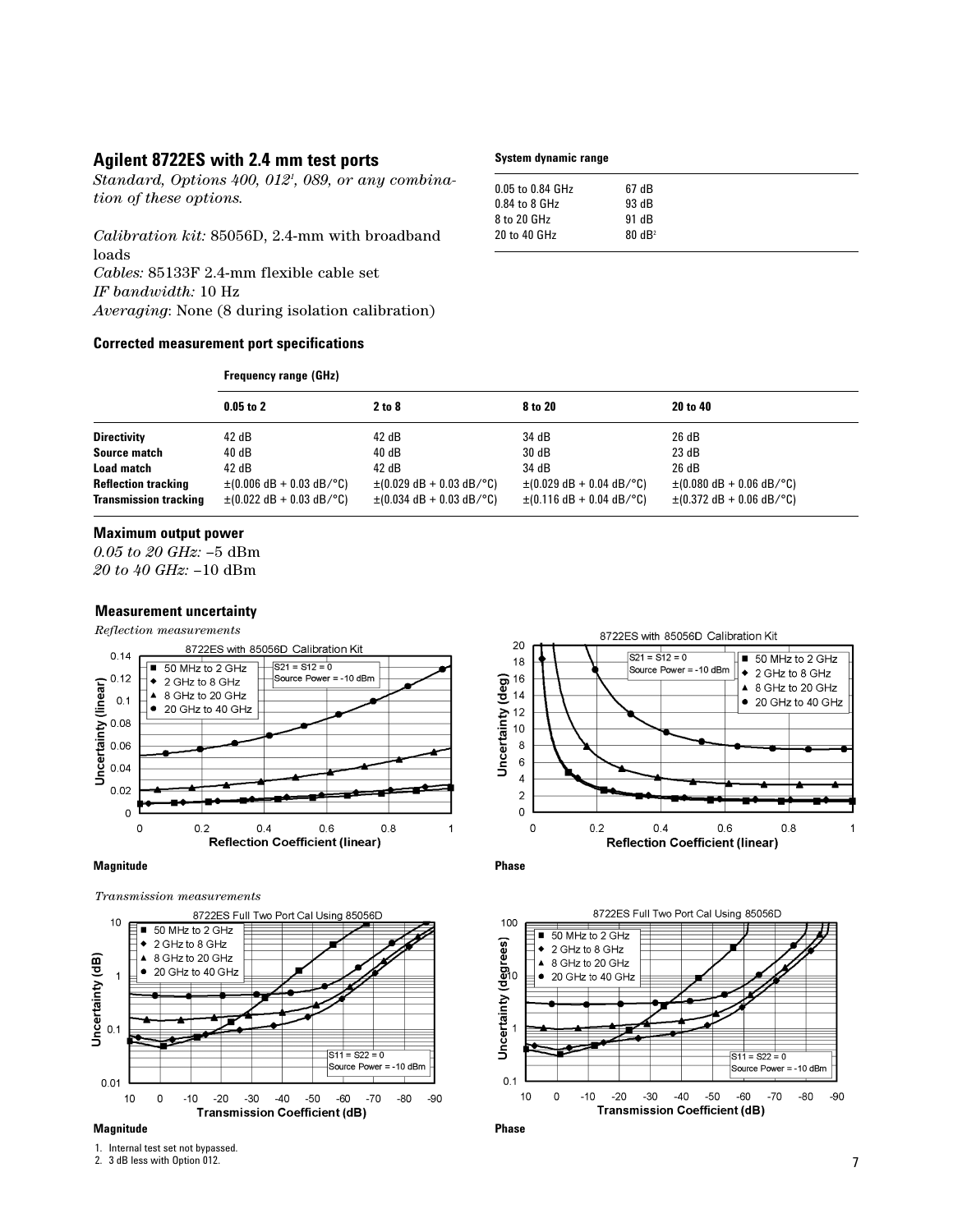## Agilent 8722ES with 2.4 mm test ports

*Standard, Options 400, 012*[1]*, 089, or any combination of these options.*

*Calibration kit:* 85056D, 2.4-mm with broadband loads
*Cables:* 85133F 2.4-mm flexible cable set
*IF bandwidth:* 10 Hz
*Averaging*: None (8 during isolation calibration)

**System dynamic range**

| | |
|---|---|
| 0.05 to 0.84 GHz | 67 dB |
| 0.84 to 8 GHz | 93 dB |
| 8 to 20 GHz | 91 dB |
| 20 to 40 GHz | 80 dB[2] |

**Corrected measurement port specifications**

| | Frequency range (GHz) | | | |
|---|---|---|---|---|
| | **0.05 to 2** | **2 to 8** | **8 to 20** | **20 to 40** |
| **Directivity** | 42 dB | 42 dB | 34 dB | 26 dB |
| **Source match** | 40 dB | 40 dB | 30 dB | 23 dB |
| **Load match** | 42 dB | 42 dB | 34 dB | 26 dB |
| **Reflection tracking** | ±(0.006 dB + 0.03 dB/°C) | ±(0.029 dB + 0.03 dB/°C) | ±(0.029 dB + 0.04 dB/°C) | ±(0.080 dB + 0.06 dB/°C) |
| **Transmission tracking** | ±(0.022 dB + 0.03 dB/°C) | ±(0.034 dB + 0.03 dB/°C) | ±(0.116 dB + 0.04 dB/°C) | ±(0.372 dB + 0.06 dB/°C) |

### Maximum output power

*0.05 to 20 GHz:* –5 dBm
*20 to 40 GHz:* –10 dBm

### Measurement uncertainty

*Reflection measurements*

**Magnitude**

**Phase**

*Transmission measurements*

**Magnitude**

**Phase**

1. Internal test set not bypassed.
2. 3 dB less with Option 012.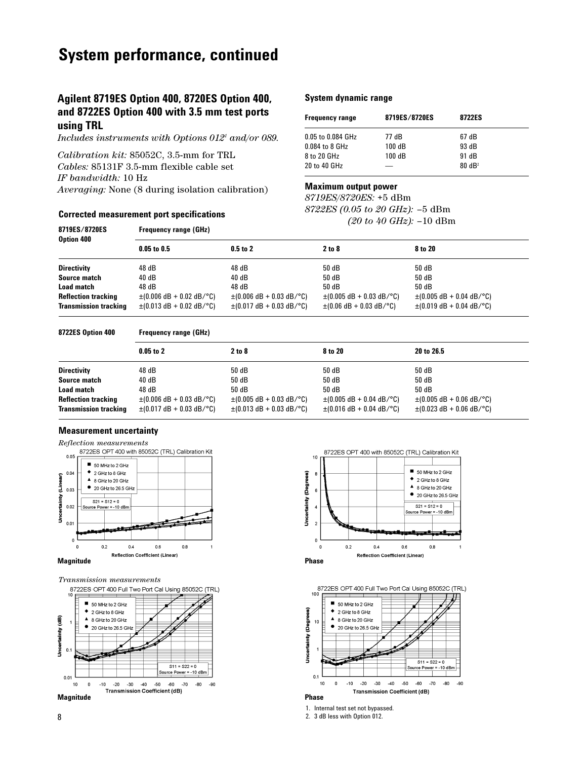# System performance, continued

## Agilent 8719ES Option 400, 8720ES Option 400, and 8722ES Option 400 with 3.5 mm test ports using TRL

*Includes instruments with Options 012[1] and/or 089.*

*Calibration kit:* 85052C, 3.5-mm for TRL
*Cables:* 85131F 3.5-mm flexible cable set
*IF bandwidth:* 10 Hz
*Averaging:* None (8 during isolation calibration)

### System dynamic range

| Frequency range | 8719ES/8720ES | 8722ES |
|---|---|---|
| 0.05 to 0.084 GHz | 77 dB | 67 dB |
| 0.084 to 8 GHz | 100 dB | 93 dB |
| 8 to 20 GHz | 100 dB | 91 dB |
| 20 to 40 GHz | — | 80 dB[2] |

### Maximum output power

*8719ES/8720ES:* +5 dBm
*8722ES (0.05 to 20 GHz):* –5 dBm
*(20 to 40 GHz):* –10 dBm

### Corrected measurement port specifications

| 8719ES/8720ES Option 400 | Frequency range (GHz) | | | |
|---|---|---|---|---|
| | 0.05 to 0.5 | 0.5 to 2 | 2 to 8 | 8 to 20 |
| Directivity | 48 dB | 48 dB | 50 dB | 50 dB |
| Source match | 40 dB | 40 dB | 50 dB | 50 dB |
| Load match | 48 dB | 48 dB | 50 dB | 50 dB |
| Reflection tracking | ±(0.006 dB + 0.02 dB/°C) | ±(0.006 dB + 0.03 dB/°C) | ±(0.005 dB + 0.03 dB/°C) | ±(0.005 dB + 0.04 dB/°C) |
| Transmission tracking | ±(0.013 dB + 0.02 dB/°C) | ±(0.017 dB + 0.03 dB/°C) | ±(0.06 dB + 0.03 dB/°C) | ±(0.019 dB + 0.04 dB/°C) |

| 8722ES Option 400 | Frequency range (GHz) | | | |
|---|---|---|---|---|
| | 0.05 to 2 | 2 to 8 | 8 to 20 | 20 to 26.5 |
| Directivity | 48 dB | 50 dB | 50 dB | 50 dB |
| Source match | 40 dB | 50 dB | 50 dB | 50 dB |
| Load match | 48 dB | 50 dB | 50 dB | 50 dB |
| Reflection tracking | ±(0.006 dB + 0.03 dB/°C) | ±(0.005 dB + 0.03 dB/°C) | ±(0.005 dB + 0.04 dB/°C) | ±(0.005 dB + 0.06 dB/°C) |
| Transmission tracking | ±(0.017 dB + 0.03 dB/°C) | ±(0.013 dB + 0.03 dB/°C) | ±(0.016 dB + 0.04 dB/°C) | ±(0.023 dB + 0.06 dB/°C) |

### Measurement uncertainty

*Reflection measurements*

8722ES OPT 400 with 85052C (TRL) Calibration Kit

**Magnitude**

8722ES OPT 400 with 85052C (TRL) Calibration Kit

**Phase**

*Transmission measurements*

8722ES OPT 400 Full Two Port Cal Using 85052C (TRL)

**Magnitude**

8722ES OPT 400 Full Two Port Cal Using 85052C (TRL)

**Phase**

1. Internal test set not bypassed.
2. 3 dB less with Option 012.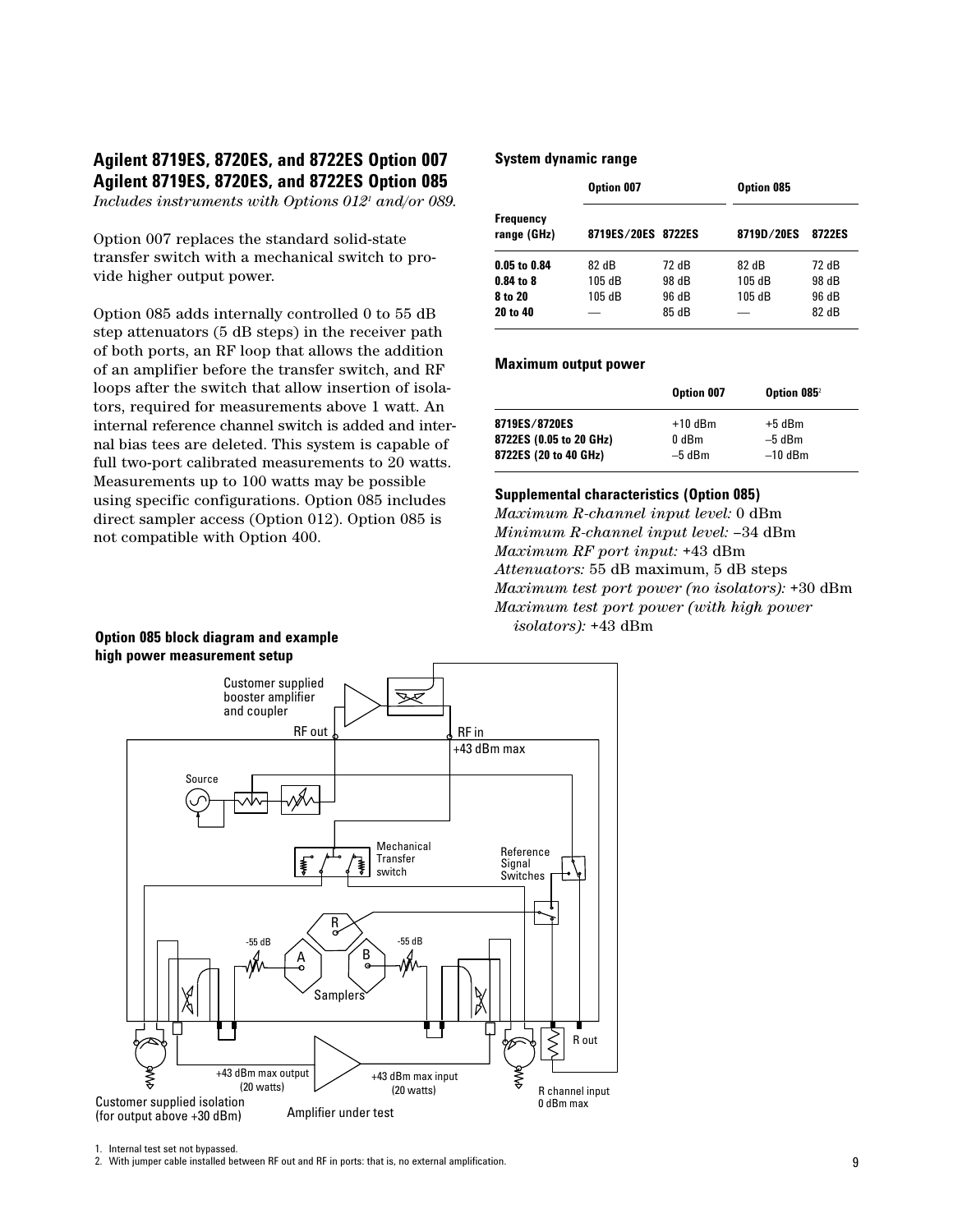## Agilent 8719ES, 8720ES, and 8722ES Option 007
## Agilent 8719ES, 8720ES, and 8722ES Option 085

*Includes instruments with Options 012*[1] *and/or 089.*

Option 007 replaces the standard solid-state transfer switch with a mechanical switch to provide higher output power.

Option 085 adds internally controlled 0 to 55 dB step attenuators (5 dB steps) in the receiver path of both ports, an RF loop that allows the addition of an amplifier before the transfer switch, and RF loops after the switch that allow insertion of isolators, required for measurements above 1 watt. An internal reference channel switch is added and internal bias tees are deleted. This system is capable of full two-port calibrated measurements to 20 watts. Measurements up to 100 watts may be possible using specific configurations. Option 085 includes direct sampler access (Option 012). Option 085 is not compatible with Option 400.

### System dynamic range

| | Option 007 | | Option 085 | |
|---|---|---|---|---|
| **Frequency range (GHz)** | **8719ES/20ES** | **8722ES** | **8719D/20ES** | **8722ES** |
| **0.05 to 0.84** | 82 dB | 72 dB | 82 dB | 72 dB |
| **0.84 to 8** | 105 dB | 98 dB | 105 dB | 98 dB |
| **8 to 20** | 105 dB | 96 dB | 105 dB | 96 dB |
| **20 to 40** | — | 85 dB | — | 82 dB |

### Maximum output power

| | Option 007 | Option 085[2] |
|---|---|---|
| **8719ES/8720ES** | +10 dBm | +5 dBm |
| **8722ES (0.05 to 20 GHz)** | 0 dBm | –5 dBm |
| **8722ES (20 to 40 GHz)** | –5 dBm | –10 dBm |

### Supplemental characteristics (Option 085)

*Maximum R-channel input level:* 0 dBm
*Minimum R-channel input level:* –34 dBm
*Maximum RF port input:* +43 dBm
*Attenuators:* 55 dB maximum, 5 dB steps
*Maximum test port power (no isolators):* +30 dBm
*Maximum test port power (with high power isolators):* +43 dBm

### Option 085 block diagram and example high power measurement setup

1. Internal test set not bypassed.
2. With jumper cable installed between RF out and RF in ports: that is, no external amplification.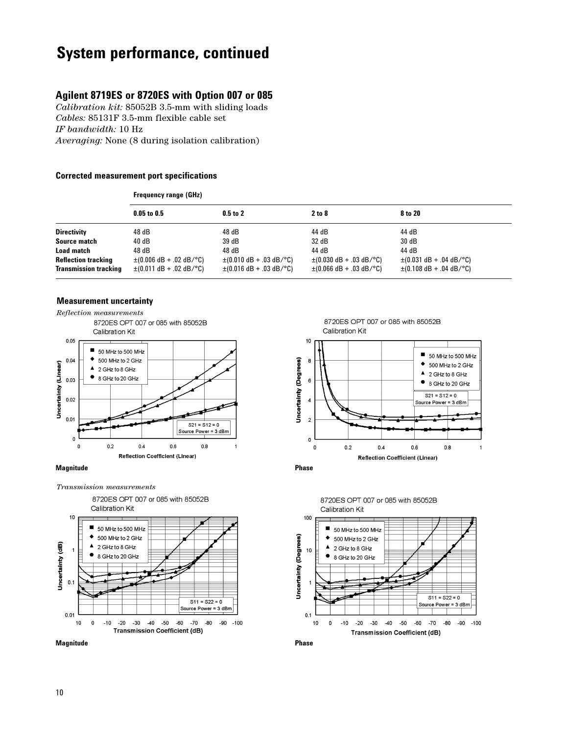# System performance, continued

## Agilent 8719ES or 8720ES with Option 007 or 085

*Calibration kit:* 85052B 3.5-mm with sliding loads
*Cables:* 85131F 3.5-mm flexible cable set
*IF bandwidth:* 10 Hz
*Averaging:* None (8 during isolation calibration)

### Corrected measurement port specifications

| | Frequency range (GHz) | | | |
|---|---|---|---|---|
| | **0.05 to 0.5** | **0.5 to 2** | **2 to 8** | **8 to 20** |
| **Directivity** | 48 dB | 48 dB | 44 dB | 44 dB |
| **Source match** | 40 dB | 39 dB | 32 dB | 30 dB |
| **Load match** | 48 dB | 48 dB | 44 dB | 44 dB |
| **Reflection tracking** | ±(0.006 dB + .02 dB/°C) | ±(0.010 dB + .03 dB/°C) | ±(0.030 dB + .03 dB/°C) | ±(0.031 dB + .04 dB/°C) |
| **Transmission tracking** | ±(0.011 dB + .02 dB/°C) | ±(0.016 dB + .03 dB/°C) | ±(0.066 dB + .03 dB/°C) | ±(0.108 dB + .04 dB/°C) |

### Measurement uncertainty

*Reflection measurements*

8720ES OPT 007 or 085 with 85052B Calibration Kit

**Magnitude**

8720ES OPT 007 or 085 with 85052B Calibration Kit

**Phase**

*Transmission measurements*

8720ES OPT 007 or 085 with 85052B Calibration Kit

**Magnitude**

8720ES OPT 007 or 085 with 85052B Calibration Kit

**Phase**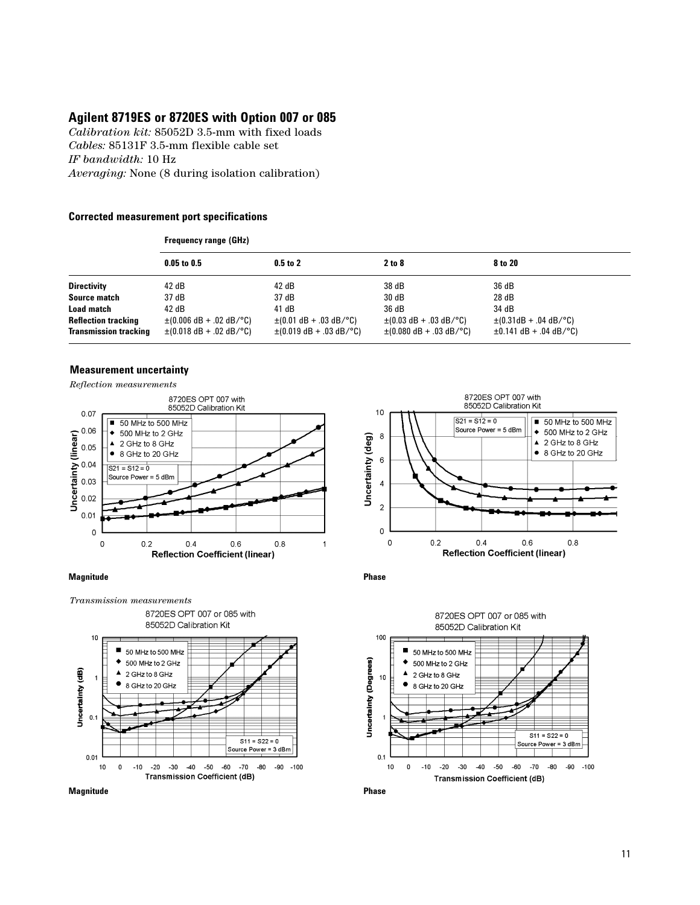## Agilent 8719ES or 8720ES with Option 007 or 085

*Calibration kit:* 85052D 3.5-mm with fixed loads
*Cables:* 85131F 3.5-mm flexible cable set
*IF bandwidth:* 10 Hz
*Averaging:* None (8 during isolation calibration)

### Corrected measurement port specifications

| | Frequency range (GHz) | | | |
|---|---|---|---|---|
| | **0.05 to 0.5** | **0.5 to 2** | **2 to 8** | **8 to 20** |
| **Directivity** | 42 dB | 42 dB | 38 dB | 36 dB |
| **Source match** | 37 dB | 37 dB | 30 dB | 28 dB |
| **Load match** | 42 dB | 41 dB | 36 dB | 34 dB |
| **Reflection tracking** | ±(0.006 dB + .02 dB/°C) | ±(0.01 dB + .03 dB/°C) | ±(0.03 dB + .03 dB/°C) | ±(0.31dB + .04 dB/°C) |
| **Transmission tracking** | ±(0.018 dB + .02 dB/°C) | ±(0.019 dB + .03 dB/°C) | ±(0.080 dB + .03 dB/°C) | ±0.141 dB + .04 dB/°C) |

### Measurement uncertainty

*Reflection measurements*

**Magnitude**

**Phase**

*Transmission measurements*

**Magnitude**

**Phase**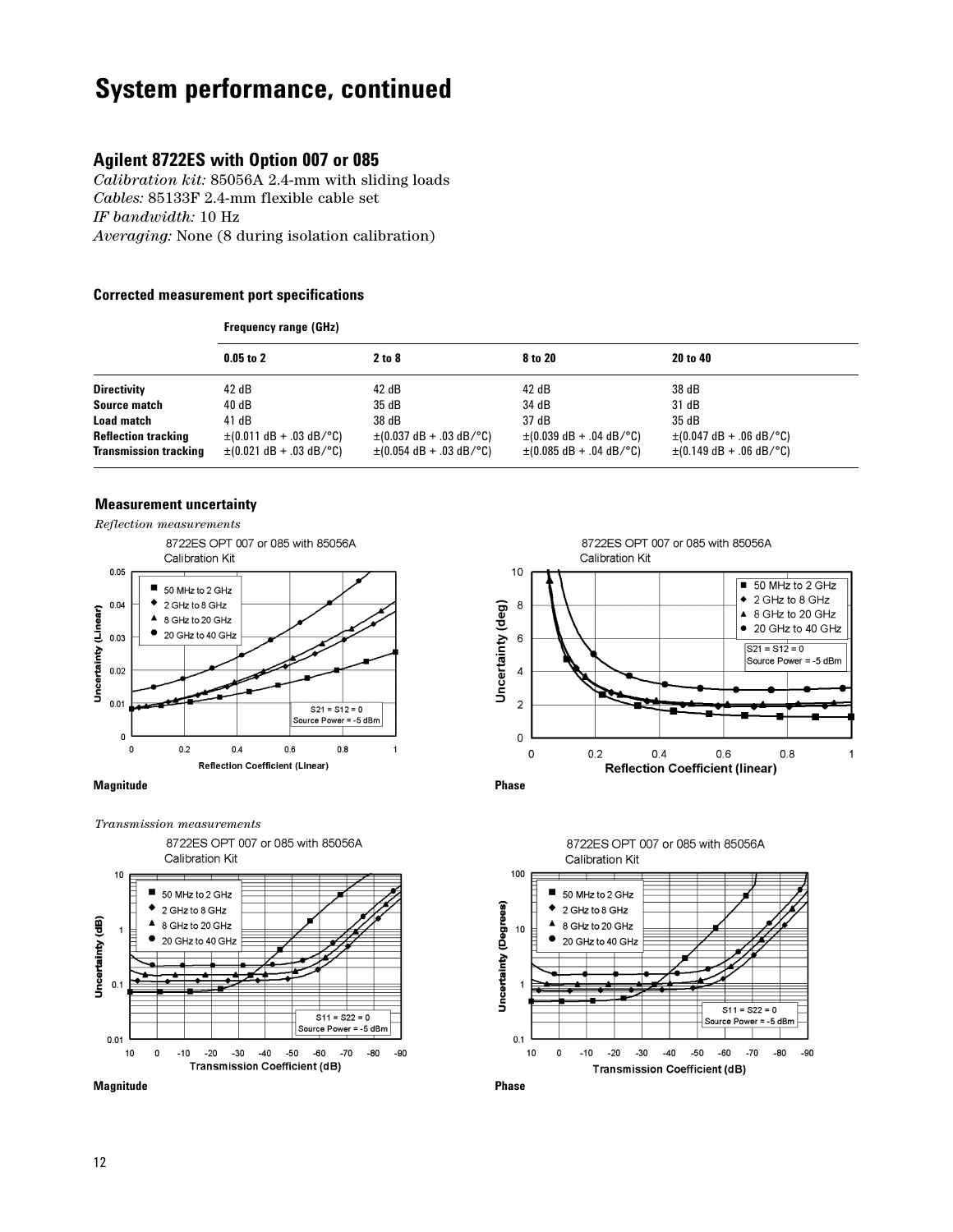# System performance, continued

## Agilent 8722ES with Option 007 or 085

*Calibration kit:* 85056A 2.4-mm with sliding loads
*Cables:* 85133F 2.4-mm flexible cable set
*IF bandwidth:* 10 Hz
*Averaging:* None (8 during isolation calibration)

### Corrected measurement port specifications

| | Frequency range (GHz) | | | |
|---|---|---|---|---|
| | **0.05 to 2** | **2 to 8** | **8 to 20** | **20 to 40** |
| **Directivity** | 42 dB | 42 dB | 42 dB | 38 dB |
| **Source match** | 40 dB | 35 dB | 34 dB | 31 dB |
| **Load match** | 41 dB | 38 dB | 37 dB | 35 dB |
| **Reflection tracking** | ±(0.011 dB + .03 dB/°C) | ±(0.037 dB + .03 dB/°C) | ±(0.039 dB + .04 dB/°C) | ±(0.047 dB + .06 dB/°C) |
| **Transmission tracking** | ±(0.021 dB + .03 dB/°C) | ±(0.054 dB + .03 dB/°C) | ±(0.085 dB + .04 dB/°C) | ±(0.149 dB + .06 dB/°C) |

### Measurement uncertainty

*Reflection measurements*

**Magnitude**

**Phase**

*Transmission measurements*

**Magnitude**

**Phase**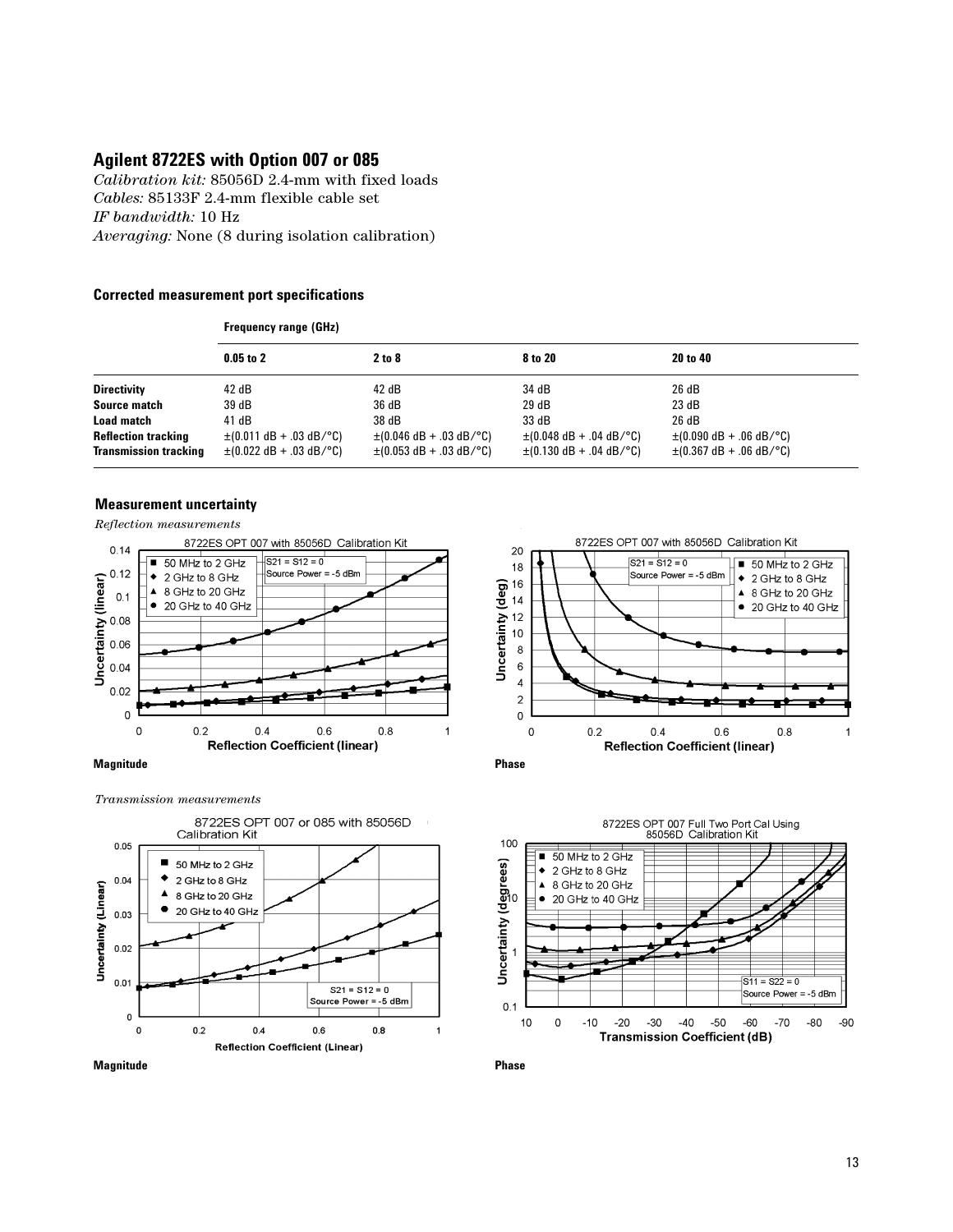## Agilent 8722ES with Option 007 or 085

*Calibration kit:* 85056D 2.4-mm with fixed loads
*Cables:* 85133F 2.4-mm flexible cable set
*IF bandwidth:* 10 Hz
*Averaging:* None (8 during isolation calibration)

### Corrected measurement port specifications

| | Frequency range (GHz) | | | |
|---|---|---|---|---|
| | **0.05 to 2** | **2 to 8** | **8 to 20** | **20 to 40** |
| **Directivity** | 42 dB | 42 dB | 34 dB | 26 dB |
| **Source match** | 39 dB | 36 dB | 29 dB | 23 dB |
| **Load match** | 41 dB | 38 dB | 33 dB | 26 dB |
| **Reflection tracking** | ±(0.011 dB + .03 dB/°C) | ±(0.046 dB + .03 dB/°C) | ±(0.048 dB + .04 dB/°C) | ±(0.090 dB + .06 dB/°C) |
| **Transmission tracking** | ±(0.022 dB + .03 dB/°C) | ±(0.053 dB + .03 dB/°C) | ±(0.130 dB + .04 dB/°C) | ±(0.367 dB + .06 dB/°C) |

### Measurement uncertainty

*Reflection measurements*

**Magnitude**

**Phase**

*Transmission measurements*

**Magnitude**

**Phase**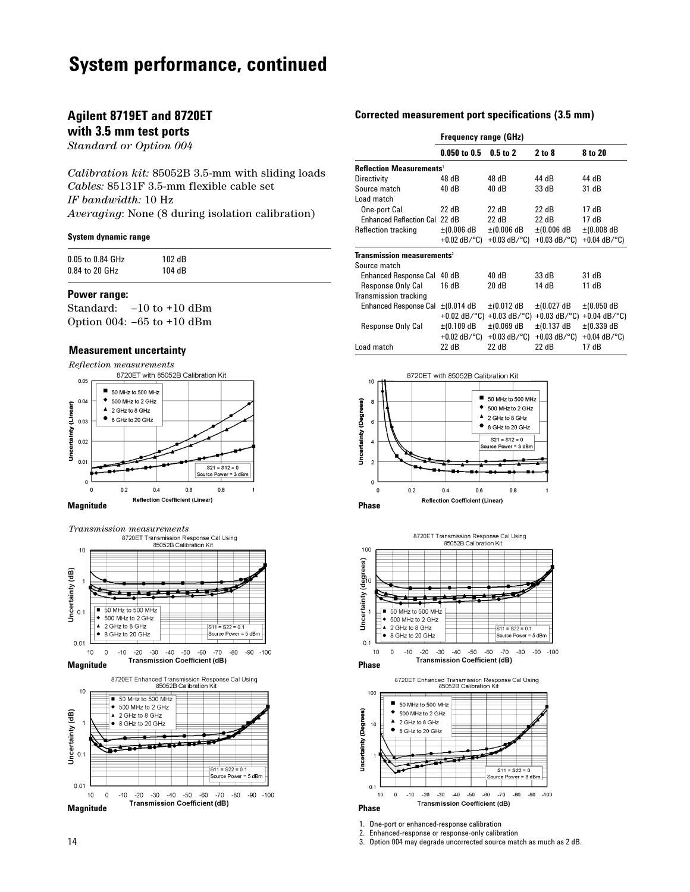# System performance, continued

## Agilent 8719ET and 8720ET with 3.5 mm test ports

*Standard or Option 004*

*Calibration kit:* 85052B 3.5-mm with sliding loads
*Cables:* 85131F 3.5-mm flexible cable set
*IF bandwidth:* 10 Hz
*Averaging*: None (8 during isolation calibration)

**System dynamic range**

| | |
|---|---|
| 0.05 to 0.84 GHz | 102 dB |
| 0.84 to 20 GHz | 104 dB |

**Power range:**

Standard: –10 to +10 dBm
Option 004: –65 to +10 dBm

**Measurement uncertainty**

*Reflection measurements*

8720ET with 85052B Calibration Kit

Magnitude

Phase

*Transmission measurements*

8720ET Transmission Response Cal Using 85052B Calibration Kit

Magnitude

Phase

8720ET Enhanced Transmission Response Cal Using 85052B Calibration Kit

Magnitude

Phase

### Corrected measurement port specifications (3.5 mm)

| | Frequency range (GHz) | | | |
|---|---|---|---|---|
| | **0.050 to 0.5** | **0.5 to 2** | **2 to 8** | **8 to 20** |
| **Reflection Measurements**[1] | | | | |
| Directivity | 48 dB | 48 dB | 44 dB | 44 dB |
| Source match | 40 dB | 40 dB | 33 dB | 31 dB |
| Load match | | | | |
| One-port Cal | 22 dB | 22 dB | 22 dB | 17 dB |
| Enhanced Reflection Cal | 22 dB | 22 dB | 22 dB | 17 dB |
| Reflection tracking | ±(0.006 dB +0.02 dB/°C) | ±(0.006 dB +0.03 dB/°C) | ±(0.006 dB +0.03 dB/°C) | ±(0.008 dB +0.04 dB/°C) |
| **Transmission measurements**[2] | | | | |
| Source match | | | | |
| Enhanced Response Cal | 40 dB | 40 dB | 33 dB | 31 dB |
| Response Only Cal | 16 dB | 20 dB | 14 dB | 11 dB |
| Transmission tracking | | | | |
| Enhanced Response Cal | ±(0.014 dB +0.02 dB/°C) | ±(0.012 dB +0.03 dB/°C) | ±(0.027 dB +0.03 dB/°C) | ±(0.050 dB +0.04 dB/°C) |
| Response Only Cal | ±(0.109 dB +0.02 dB/°C) | ±(0.069 dB +0.03 dB/°C) | ±(0.137 dB +0.03 dB/°C) | ±(0.339 dB +0.04 dB/°C) |
| Load match | 22 dB | 22 dB | 22 dB | 17 dB |

1. One-port or enhanced-response calibration
2. Enhanced-response or response-only calibration
3. Option 004 may degrade uncorrected source match as much as 2 dB.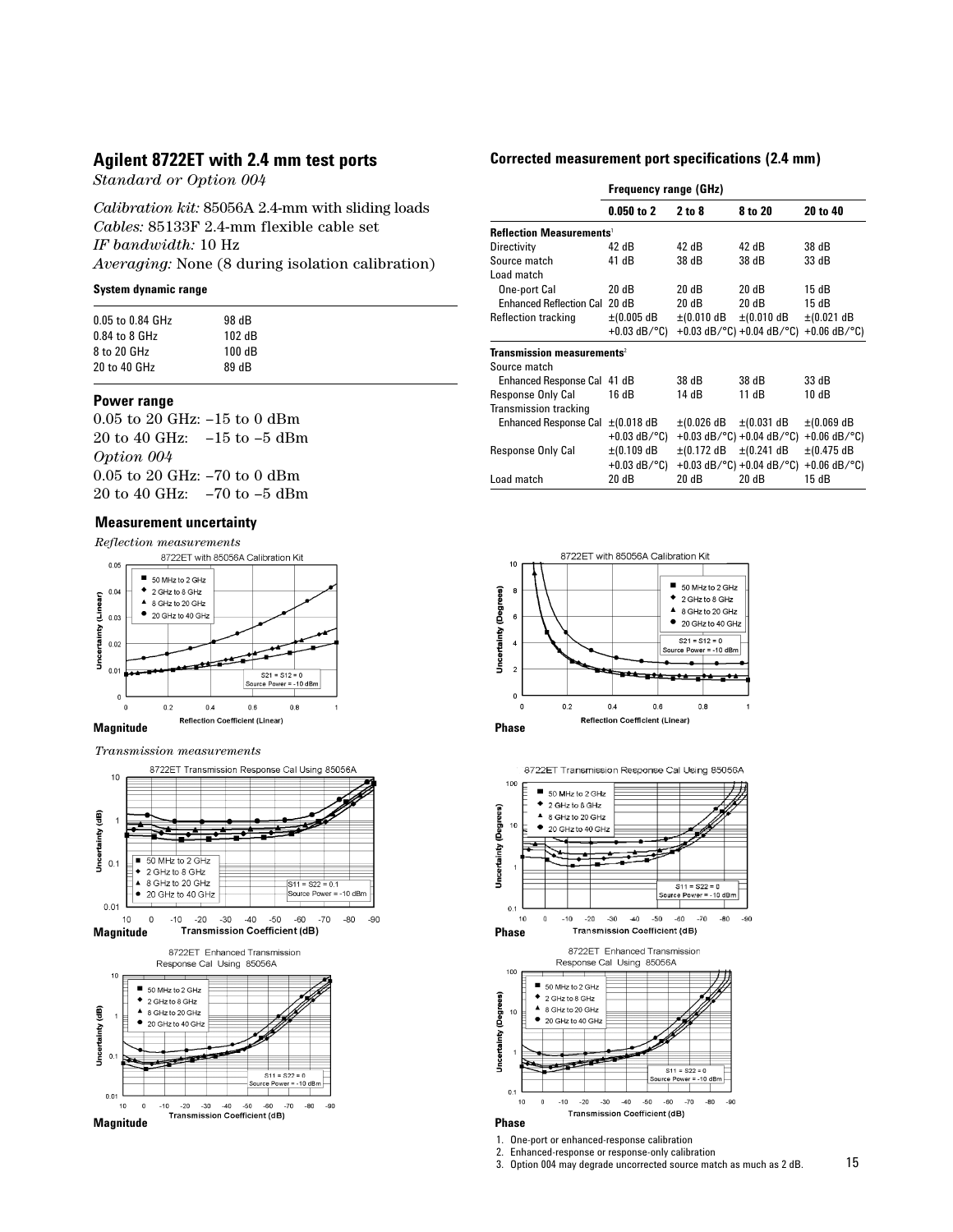## Agilent 8722ET with 2.4 mm test ports

*Standard or Option 004*

*Calibration kit:* 85056A 2.4-mm with sliding loads
*Cables:* 85133F 2.4-mm flexible cable set
*IF bandwidth:* 10 Hz
*Averaging:* None (8 during isolation calibration)

**System dynamic range**

| | |
|---|---|
| 0.05 to 0.84 GHz | 98 dB |
| 0.84 to 8 GHz | 102 dB |
| 8 to 20 GHz | 100 dB |
| 20 to 40 GHz | 89 dB |

### Power range

0.05 to 20 GHz: –15 to 0 dBm
20 to 40 GHz: –15 to –5 dBm
*Option 004*
0.05 to 20 GHz: –70 to 0 dBm
20 to 40 GHz: –70 to –5 dBm

### Corrected measurement port specifications (2.4 mm)

| | Frequency range (GHz) | | | |
|---|---|---|---|---|
| | **0.050 to 2** | **2 to 8** | **8 to 20** | **20 to 40** |
| **Reflection Measurements**[1] | | | | |
| Directivity | 42 dB | 42 dB | 42 dB | 38 dB |
| Source match | 41 dB | 38 dB | 38 dB | 33 dB |
| Load match | | | | |
| One-port Cal | 20 dB | 20 dB | 20 dB | 15 dB |
| Enhanced Reflection Cal | 20 dB | 20 dB | 20 dB | 15 dB |
| Reflection tracking | ±(0.005 dB +0.03 dB/°C) | ±(0.010 dB +0.03 dB/°C) | ±(0.010 dB +0.04 dB/°C) | ±(0.021 dB +0.06 dB/°C) |
| **Transmission measurements**[2] | | | | |
| Source match | | | | |
| Enhanced Response Cal | 41 dB | 38 dB | 38 dB | 33 dB |
| Response Only Cal | 16 dB | 14 dB | 11 dB | 10 dB |
| Transmission tracking | | | | |
| Enhanced Response Cal | ±(0.018 dB +0.03 dB/°C) | ±(0.026 dB +0.03 dB/°C) | ±(0.031 dB +0.04 dB/°C) | ±(0.069 dB +0.06 dB/°C) |
| Response Only Cal | ±(0.109 dB +0.03 dB/°C) | ±(0.172 dB +0.03 dB/°C) | ±(0.241 dB +0.04 dB/°C) | ±(0.475 dB +0.06 dB/°C) |
| Load match | 20 dB | 20 dB | 20 dB | 15 dB |

### Measurement uncertainty

*Reflection measurements*

**Magnitude**

**Phase**

*Transmission measurements*

**Magnitude**

**Phase**

**Magnitude**

**Phase**

1. One-port or enhanced-response calibration
2. Enhanced-response or response-only calibration
3. Option 004 may degrade uncorrected source match as much as 2 dB.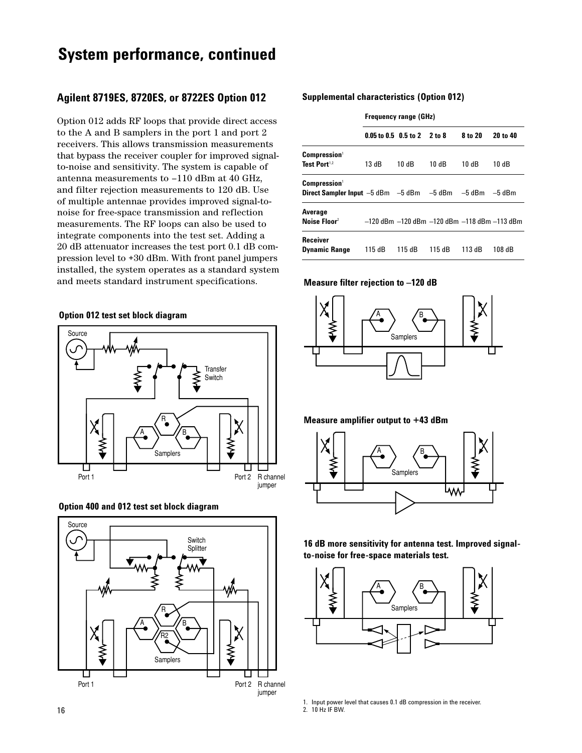# System performance, continued

## Agilent 8719ES, 8720ES, or 8722ES Option 012

Option 012 adds RF loops that provide direct access to the A and B samplers in the port 1 and port 2 receivers. This allows transmission measurements that bypass the receiver coupler for improved signal-to-noise and sensitivity. The system is capable of antenna measurements to –110 dBm at 40 GHz, and filter rejection measurements to 120 dB. Use of multiple antennae provides improved signal-to-noise for free-space transmission and reflection measurements. The RF loops can also be used to integrate components into the test set. Adding a 20 dB attenuator increases the test port 0.1 dB compression level to +30 dBm. With front panel jumpers installed, the system operates as a standard system and meets standard instrument specifications.

**Option 012 test set block diagram**

**Option 400 and 012 test set block diagram**

### Supplemental characteristics (Option 012)

| | Frequency range (GHz) | | | | |
|---|---|---|---|---|---|
| | 0.05 to 0.5 | 0.5 to 2 | 2 to 8 | 8 to 20 | 20 to 40 |
| **Compression**[1] **Test Port**[1,2] | 13 dB | 10 dB | 10 dB | 10 dB | 10 dB |
| **Compression**[1] **Direct Sampler Input** | –5 dBm | –5 dBm | –5 dBm | –5 dBm | –5 dBm |
| **Average Noise Floor**[2] | –120 dBm | –120 dBm | –120 dBm | –118 dBm | –113 dBm |
| **Receiver Dynamic Range** | 115 dB | 115 dB | 115 dB | 113 dB | 108 dB |

**Measure filter rejection to –120 dB**

**Measure amplifier output to +43 dBm**

**16 dB more sensitivity for antenna test. Improved signal-to-noise for free-space materials test.**

1. Input power level that causes 0.1 dB compression in the receiver.
2. 10 Hz IF BW.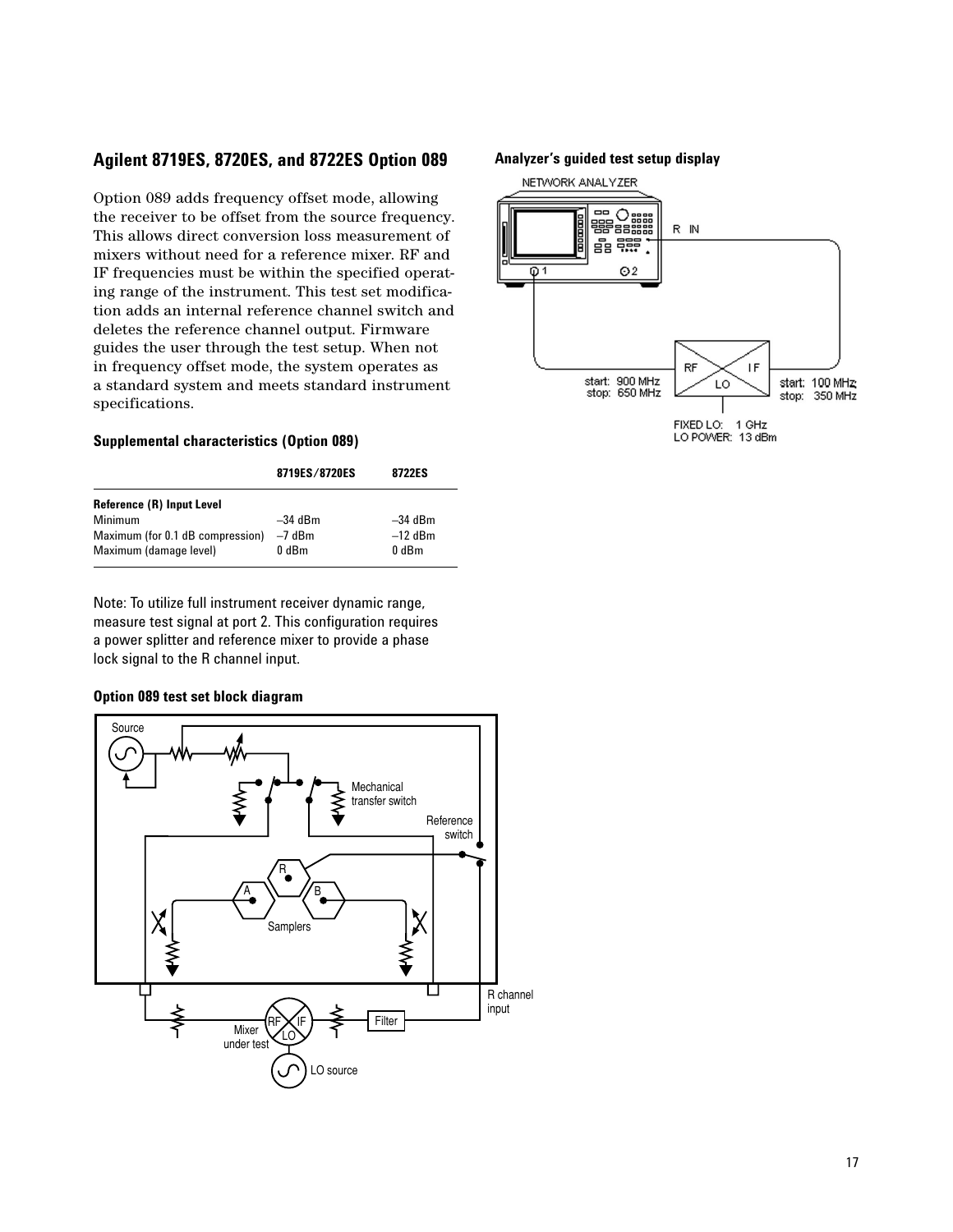## Agilent 8719ES, 8720ES, and 8722ES Option 089

Option 089 adds frequency offset mode, allowing the receiver to be offset from the source frequency. This allows direct conversion loss measurement of mixers without need for a reference mixer. RF and IF frequencies must be within the specified operating range of the instrument. This test set modification adds an internal reference channel switch and deletes the reference channel output. Firmware guides the user through the test setup. When not in frequency offset mode, the system operates as a standard system and meets standard instrument specifications.

### Supplemental characteristics (Option 089)

| | 8719ES/8720ES | 8722ES |
|---|---|---|
| **Reference (R) Input Level** | | |
| Minimum | –34 dBm | –34 dBm |
| Maximum (for 0.1 dB compression) | –7 dBm | –12 dBm |
| Maximum (damage level) | 0 dBm | 0 dBm |

Note: To utilize full instrument receiver dynamic range, measure test signal at port 2. This configuration requires a power splitter and reference mixer to provide a phase lock signal to the R channel input.

### Option 089 test set block diagram

### Analyzer's guided test setup display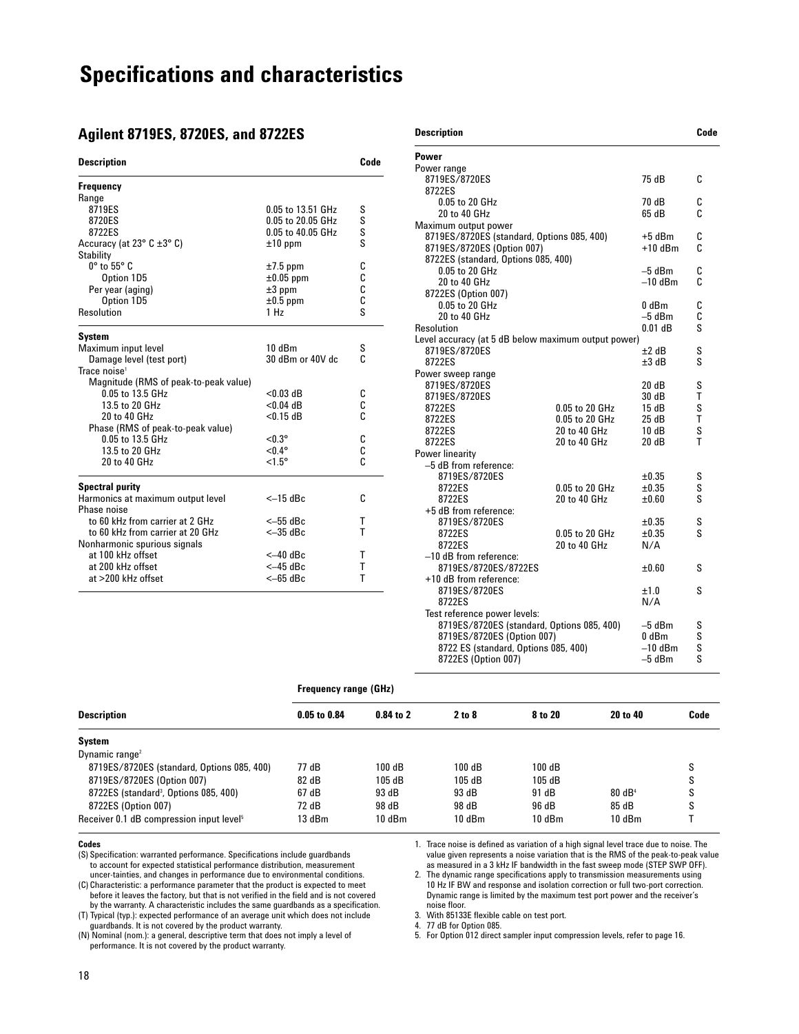# Specifications and characteristics

## Agilent 8719ES, 8720ES, and 8722ES

| Description | | Code |
|---|---|---|
| **Frequency** | | |
| Range | | |
| 8719ES | 0.05 to 13.51 GHz | S |
| 8720ES | 0.05 to 20.05 GHz | S |
| 8722ES | 0.05 to 40.05 GHz | S |
| Accuracy (at 23° C ±3° C) | ±10 ppm | S |
| Stability | | |
| 0° to 55° C | ±7.5 ppm | C |
| Option 1D5 | ±0.05 ppm | C |
| Per year (aging) | ±3 ppm | C |
| Option 1D5 | ±0.5 ppm | C |
| Resolution | 1 Hz | S |
| **System** | | |
| Maximum input level | 10 dBm | S |
| Damage level (test port) | 30 dBm or 40V dc | C |
| Trace noise[1] | | |
| Magnitude (RMS of peak-to-peak value) | | |
| 0.05 to 13.5 GHz | <0.03 dB | C |
| 13.5 to 20 GHz | <0.04 dB | C |
| 20 to 40 GHz | <0.15 dB | C |
| Phase (RMS of peak-to-peak value) | | |
| 0.05 to 13.5 GHz | <0.3° | C |
| 13.5 to 20 GHz | <0.4° | C |
| 20 to 40 GHz | <1.5° | C |
| **Spectral purity** | | |
| Harmonics at maximum output level | <–15 dBc | C |
| Phase noise | | |
| to 60 kHz from carrier at 2 GHz | <–55 dBc | T |
| to 60 kHz from carrier at 20 GHz | <–35 dBc | T |
| Nonharmonic spurious signals | | |
| at 100 kHz offset | <–40 dBc | T |
| at 200 kHz offset | <–45 dBc | T |
| at >200 kHz offset | <–65 dBc | T |

| Description | | | Code |
|---|---|---|---|
| **Power** | | | |
| Power range | | | |
| 8719ES/8720ES | | 75 dB | C |
| 8722ES | | | |
| 0.05 to 20 GHz | | 70 dB | C |
| 20 to 40 GHz | | 65 dB | C |
| Maximum output power | | | |
| 8719ES/8720ES (standard, Options 085, 400) | | +5 dBm | C |
| 8719ES/8720ES (Option 007) | | +10 dBm | C |
| 8722ES (standard, Options 085, 400) | | | |
| 0.05 to 20 GHz | | –5 dBm | C |
| 20 to 40 GHz | | –10 dBm | C |
| 8722ES (Option 007) | | | |
| 0.05 to 20 GHz | | 0 dBm | C |
| 20 to 40 GHz | | –5 dBm | C |
| Resolution | | 0.01 dB | S |
| Level accuracy (at 5 dB below maximum output power) | | | |
| 8719ES/8720ES | | ±2 dB | S |
| 8722ES | | ±3 dB | S |
| Power sweep range | | | |
| 8719ES/8720ES | | 20 dB | S |
| 8719ES/8720ES | | 30 dB | T |
| 8722ES | 0.05 to 20 GHz | 15 dB | S |
| 8722ES | 0.05 to 20 GHz | 25 dB | T |
| 8722ES | 20 to 40 GHz | 10 dB | S |
| 8722ES | 20 to 40 GHz | 20 dB | T |
| Power linearity | | | |
| –5 dB from reference: | | | |
| 8719ES/8720ES | | ±0.35 | S |
| 8722ES | 0.05 to 20 GHz | ±0.35 | S |
| 8722ES | 20 to 40 GHz | ±0.60 | S |
| +5 dB from reference: | | | |
| 8719ES/8720ES | | ±0.35 | S |
| 8722ES | 0.05 to 20 GHz | ±0.35 | S |
| 8722ES | 20 to 40 GHz | N/A | |
| –10 dB from reference: | | | |
| 8719ES/8720ES/8722ES | | ±0.60 | S |
| +10 dB from reference: | | | |
| 8719ES/8720ES | | ±1.0 | S |
| 8722ES | | N/A | |
| Test reference power levels: | | | |
| 8719ES/8720ES (standard, Options 085, 400) | | –5 dBm | S |
| 8719ES/8720ES (Option 007) | | 0 dBm | S |
| 8722 ES (standard, Options 085, 400) | | –10 dBm | S |
| 8722ES (Option 007) | | –5 dBm | S |

| | Frequency range (GHz) | | | | | |
|---|---|---|---|---|---|---|
| **Description** | **0.05 to 0.84** | **0.84 to 2** | **2 to 8** | **8 to 20** | **20 to 40** | **Code** |
| **System** | | | | | | |
| Dynamic range[2] | | | | | | |
| 8719ES/8720ES (standard, Options 085, 400) | 77 dB | 100 dB | 100 dB | 100 dB | | S |
| 8719ES/8720ES (Option 007) | 82 dB | 105 dB | 105 dB | 105 dB | | S |
| 8722ES (standard[3], Options 085, 400) | 67 dB | 93 dB | 93 dB | 91 dB | 80 dB[4] | S |
| 8722ES (Option 007) | 72 dB | 98 dB | 98 dB | 96 dB | 85 dB | S |
| Receiver 0.1 dB compression input level[5] | 13 dBm | 10 dBm | 10 dBm | 10 dBm | 10 dBm | T |

**Codes**

(S) Specification: warranted performance. Specifications include guardbands to account for expected statistical performance distribution, measurement uncer-tainties, and changes in performance due to environmental conditions.

(C) Characteristic: a performance parameter that the product is expected to meet before it leaves the factory, but that is not verified in the field and is not covered by the warranty. A characteristic includes the same guardbands as a specification.

(T) Typical (typ.): expected performance of an average unit which does not include guardbands. It is not covered by the product warranty.

(N) Nominal (nom.): a general, descriptive term that does not imply a level of performance. It is not covered by the product warranty.

1. Trace noise is defined as variation of a high signal level trace due to noise. The value given represents a noise variation that is the RMS of the peak-to-peak value as measured in a 3 kHz IF bandwidth in the fast sweep mode (STEP SWP OFF).
2. The dynamic range specifications apply to transmission measurements using 10 Hz IF BW and response and isolation correction or full two-port correction. Dynamic range is limited by the maximum test port power and the receiver's noise floor.
3. With 85133E flexible cable on test port.
4. 77 dB for Option 085.
5. For Option 012 direct sampler input compression levels, refer to page 16.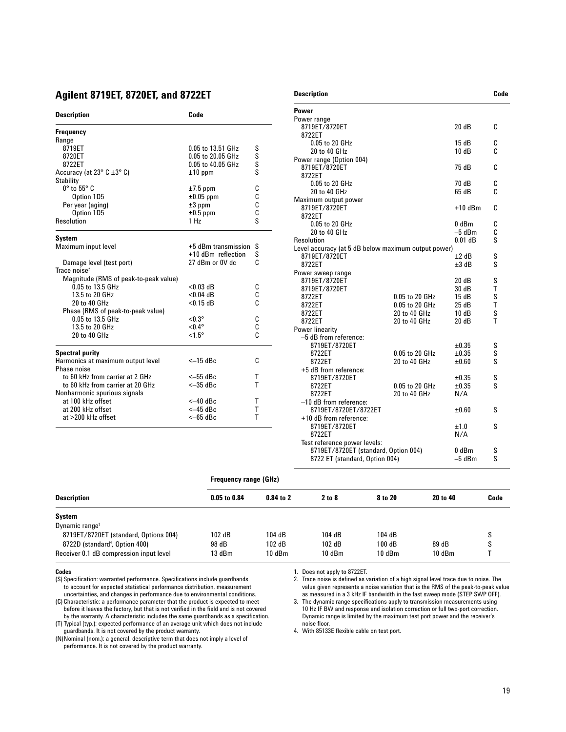## Agilent 8719ET, 8720ET, and 8722ET

| Description | Code | |
|---|---|---|
| **Frequency** | | |
| Range | | |
| 8719ET | 0.05 to 13.51 GHz | S |
| 8720ET | 0.05 to 20.05 GHz | S |
| 8722ET | 0.05 to 40.05 GHz | S |
| Accuracy (at 23° C ±3° C) | ±10 ppm | S |
| Stability | | |
| 0° to 55° C | ±7.5 ppm | C |
| Option 1D5 | ±0.05 ppm | C |
| Per year (aging) | ±3 ppm | C |
| Option 1D5 | ±0.5 ppm | C |
| Resolution | 1 Hz | S |
| **System** | | |
| Maximum input level | +5 dBm transmission | S |
| | +10 dBm reflection | S |
| Damage level (test port) | 27 dBm or 0V dc | C |
| Trace noise[2] | | |
| Magnitude (RMS of peak-to-peak value) | | |
| 0.05 to 13.5 GHz | <0.03 dB | C |
| 13.5 to 20 GHz | <0.04 dB | C |
| 20 to 40 GHz | <0.15 dB | C |
| Phase (RMS of peak-to-peak value) | | |
| 0.05 to 13.5 GHz | <0.3° | C |
| 13.5 to 20 GHz | <0.4° | C |
| 20 to 40 GHz | <1.5° | C |
| **Spectral purity** | | |
| Harmonics at maximum output level | <–15 dBc | C |
| Phase noise | | |
| to 60 kHz from carrier at 2 GHz | <–55 dBc | T |
| to 60 kHz from carrier at 20 GHz | <–35 dBc | T |
| Nonharmonic spurious signals | | |
| at 100 kHz offset | <–40 dBc | T |
| at 200 kHz offset | <–45 dBc | T |
| at >200 kHz offset | <–65 dBc | T |

| Description | | | Code |
|---|---|---|---|
| **Power** | | | |
| Power range | | | |
| 8719ET/8720ET | | 20 dB | C |
| 8722ET | | | |
| 0.05 to 20 GHz | | 15 dB | C |
| 20 to 40 GHz | | 10 dB | C |
| Power range (Option 004) | | | |
| 8719ET/8720ET | | 75 dB | C |
| 8722ET | | | |
| 0.05 to 20 GHz | | 70 dB | C |
| 20 to 40 GHz | | 65 dB | C |
| Maximum output power | | | |
| 8719ET/8720ET | | +10 dBm | C |
| 8722ET | | | |
| 0.05 to 20 GHz | | 0 dBm | C |
| 20 to 40 GHz | | –5 dBm | C |
| Resolution | | 0.01 dB | S |
| Level accuracy (at 5 dB below maximum output power) | | | |
| 8719ET/8720ET | | ±2 dB | S |
| 8722ET | | ±3 dB | S |
| Power sweep range | | | |
| 8719ET/8720ET | | 20 dB | S |
| 8719ET/8720ET | | 30 dB | T |
| 8722ET | 0.05 to 20 GHz | 15 dB | S |
| 8722ET | 0.05 to 20 GHz | 25 dB | T |
| 8722ET | 20 to 40 GHz | 10 dB | S |
| 8722ET | 20 to 40 GHz | 20 dB | T |
| Power linearity | | | |
| –5 dB from reference: | | | |
| 8719ET/8720ET | | ±0.35 | S |
| 8722ET | 0.05 to 20 GHz | ±0.35 | S |
| 8722ET | 20 to 40 GHz | ±0.60 | S |
| +5 dB from reference: | | | |
| 8719ET/8720ET | | ±0.35 | S |
| 8722ET | 0.05 to 20 GHz | ±0.35 | S |
| 8722ET | 20 to 40 GHz | N/A | |
| –10 dB from reference: | | | |
| 8719ET/8720ET/8722ET | | ±0.60 | S |
| +10 dB from reference: | | | |
| 8719ET/8720ET | | ±1.0 | S |
| 8722ET | | N/A | |
| Test reference power levels: | | | |
| 8719ET/8720ET (standard, Option 004) | | 0 dBm | S |
| 8722 ET (standard, Option 004) | | –5 dBm | S |

| | Frequency range (GHz) | | | | | |
|---|---|---|---|---|---|---|
| **Description** | **0.05 to 0.84** | **0.84 to 2** | **2 to 8** | **8 to 20** | **20 to 40** | **Code** |
| **System** | | | | | | |
| Dynamic range[3] | | | | | | |
| 8719ET/8720ET (standard, Options 004) | 102 dB | 104 dB | 104 dB | 104 dB | | S |
| 8722D (standard[4], Option 400) | 98 dB | 102 dB | 102 dB | 100 dB | 89 dB | S |
| Receiver 0.1 dB compression input level | 13 dBm | 10 dBm | 10 dBm | 10 dBm | 10 dBm | T |

**Codes**

(S) Specification: warranted performance. Specifications include guardbands to account for expected statistical performance distribution, measurement uncertainties, and changes in performance due to environmental conditions.

(C) Characteristic: a performance parameter that the product is expected to meet before it leaves the factory, but that is not verified in the field and is not covered by the warranty. A characteristic includes the same guardbands as a specification.

(T) Typical (typ.): expected performance of an average unit which does not include guardbands. It is not covered by the product warranty.

(N) Nominal (nom.): a general, descriptive term that does not imply a level of performance. It is not covered by the product warranty.

1. Does not apply to 8722ET.
2. Trace noise is defined as variation of a high signal level trace due to noise. The value given represents a noise variation that is the RMS of the peak-to-peak value as measured in a 3 kHz IF bandwidth in the fast sweep mode (STEP SWP OFF).
3. The dynamic range specifications apply to transmission measurements using 10 Hz IF BW and response and isolation correction or full two-port correction. Dynamic range is limited by the maximum test port power and the receiver's noise floor.
4. With 85133E flexible cable on test port.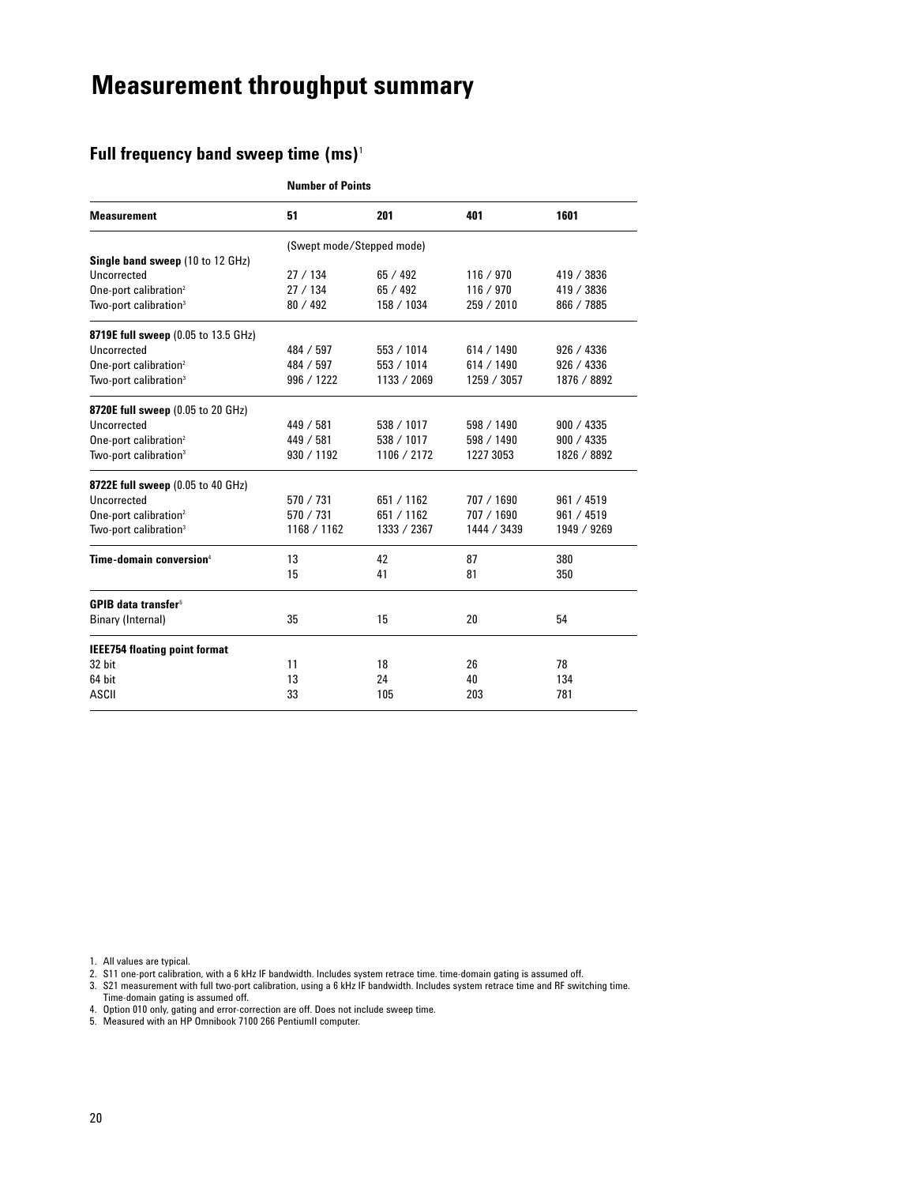# Measurement throughput summary

## Full frequency band sweep time (ms)[1]

| | Number of Points | | | |
|---|---|---|---|---|
| **Measurement** | **51** | **201** | **401** | **1601** |
| | (Swept mode/Stepped mode) | | | |
| **Single band sweep** (10 to 12 GHz) | | | | |
| Uncorrected | 27 / 134 | 65 / 492 | 116 / 970 | 419 / 3836 |
| One-port calibration[2] | 27 / 134 | 65 / 492 | 116 / 970 | 419 / 3836 |
| Two-port calibration[3] | 80 / 492 | 158 / 1034 | 259 / 2010 | 866 / 7885 |
| **8719E full sweep** (0.05 to 13.5 GHz) | | | | |
| Uncorrected | 484 / 597 | 553 / 1014 | 614 / 1490 | 926 / 4336 |
| One-port calibration[2] | 484 / 597 | 553 / 1014 | 614 / 1490 | 926 / 4336 |
| Two-port calibration[3] | 996 / 1222 | 1133 / 2069 | 1259 / 3057 | 1876 / 8892 |
| **8720E full sweep** (0.05 to 20 GHz) | | | | |
| Uncorrected | 449 / 581 | 538 / 1017 | 598 / 1490 | 900 / 4335 |
| One-port calibration[2] | 449 / 581 | 538 / 1017 | 598 / 1490 | 900 / 4335 |
| Two-port calibration[3] | 930 / 1192 | 1106 / 2172 | 1227 3053 | 1826 / 8892 |
| **8722E full sweep** (0.05 to 40 GHz) | | | | |
| Uncorrected | 570 / 731 | 651 / 1162 | 707 / 1690 | 961 / 4519 |
| One-port calibration[2] | 570 / 731 | 651 / 1162 | 707 / 1690 | 961 / 4519 |
| Two-port calibration[3] | 1168 / 1162 | 1333 / 2367 | 1444 / 3439 | 1949 / 9269 |
| **Time-domain conversion**[4] | 13 | 42 | 87 | 380 |
| | 15 | 41 | 81 | 350 |
| **GPIB data transfer**[5] | | | | |
| Binary (Internal) | 35 | 15 | 20 | 54 |
| **IEEE754 floating point format** | | | | |
| 32 bit | 11 | 18 | 26 | 78 |
| 64 bit | 13 | 24 | 40 | 134 |
| ASCII | 33 | 105 | 203 | 781 |

1. All values are typical.
2. S11 one-port calibration, with a 6 kHz IF bandwidth. Includes system retrace time. time-domain gating is assumed off.
3. S21 measurement with full two-port calibration, using a 6 kHz IF bandwidth. Includes system retrace time and RF switching time. Time-domain gating is assumed off.
4. Option 010 only, gating and error-correction are off. Does not include sweep time.
5. Measured with an HP Omnibook 7100 266 PentiumII computer.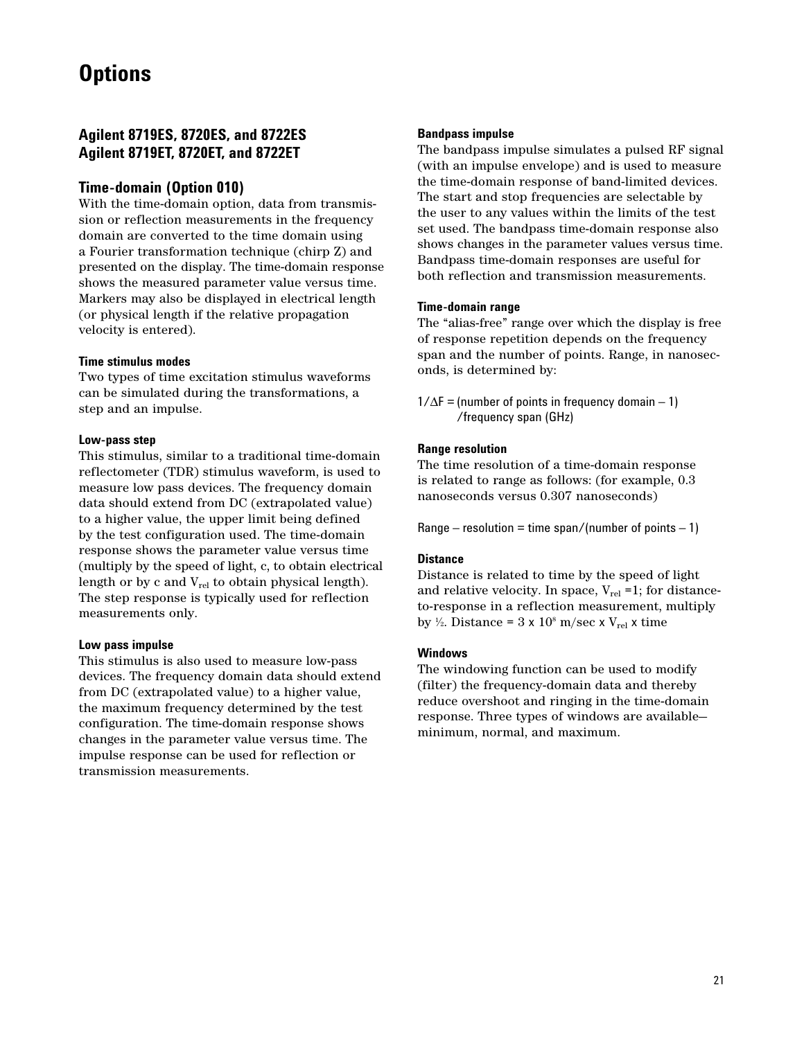# Options

## Agilent 8719ES, 8720ES, and 8722ES
## Agilent 8719ET, 8720ET, and 8722ET

### Time-domain (Option 010)

With the time-domain option, data from transmission or reflection measurements in the frequency domain are converted to the time domain using a Fourier transformation technique (chirp Z) and presented on the display. The time-domain response shows the measured parameter value versus time. Markers may also be displayed in electrical length (or physical length if the relative propagation velocity is entered).

#### Time stimulus modes

Two types of time excitation stimulus waveforms can be simulated during the transformations, a step and an impulse.

#### Low-pass step

This stimulus, similar to a traditional time-domain reflectometer (TDR) stimulus waveform, is used to measure low pass devices. The frequency domain data should extend from DC (extrapolated value) to a higher value, the upper limit being defined by the test configuration used. The time-domain response shows the parameter value versus time (multiply by the speed of light, c, to obtain electrical length or by c and $V_{rel}$ to obtain physical length). The step response is typically used for reflection measurements only.

#### Low pass impulse

This stimulus is also used to measure low-pass devices. The frequency domain data should extend from DC (extrapolated value) to a higher value, the maximum frequency determined by the test configuration. The time-domain response shows changes in the parameter value versus time. The impulse response can be used for reflection or transmission measurements.

#### Bandpass impulse

The bandpass impulse simulates a pulsed RF signal (with an impulse envelope) and is used to measure the time-domain response of band-limited devices. The start and stop frequencies are selectable by the user to any values within the limits of the test set used. The bandpass time-domain response also shows changes in the parameter values versus time. Bandpass time-domain responses are useful for both reflection and transmission measurements.

#### Time-domain range

The "alias-free" range over which the display is free of response repetition depends on the frequency span and the number of points. Range, in nanoseconds, is determined by:

$$1/\Delta F = \text{(number of points in frequency domain} - 1\text{)} / \text{frequency span (GHz)}$$

#### Range resolution

The time resolution of a time-domain response is related to range as follows: (for example, 0.3 nanoseconds versus 0.307 nanoseconds)

Range – resolution = time span/(number of points – 1)

#### Distance

Distance is related to time by the speed of light and relative velocity. In space, $V_{rel} = 1$; for distance-to-response in a reflection measurement, multiply by ½. Distance = $3 \times 10^8$ m/sec x $V_{rel}$ x time

#### Windows

The windowing function can be used to modify (filter) the frequency-domain data and thereby reduce overshoot and ringing in the time-domain response. Three types of windows are available—minimum, normal, and maximum.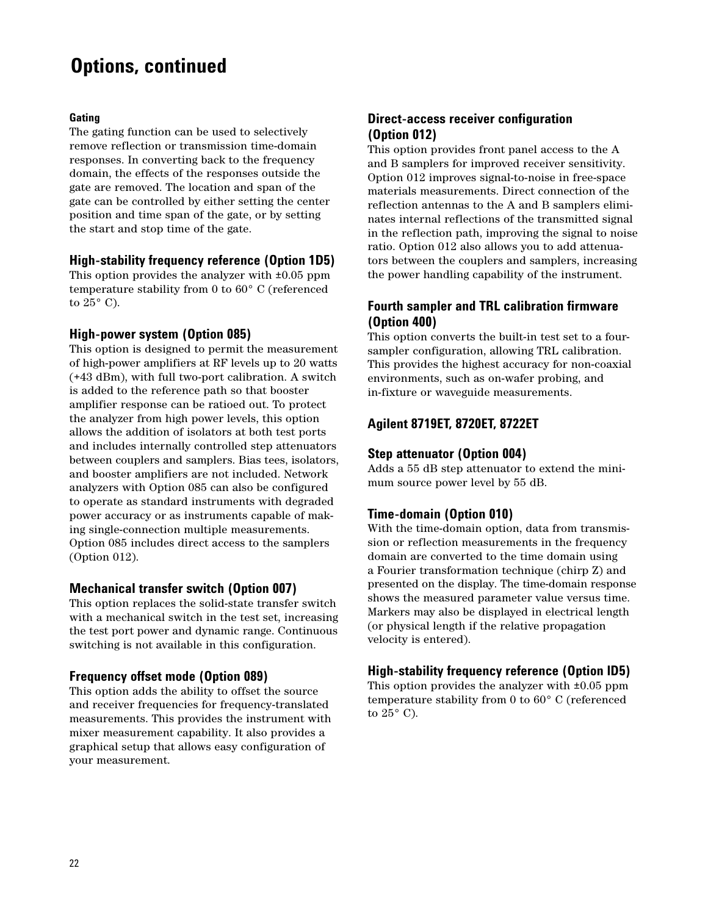# Options, continued

#### Gating

The gating function can be used to selectively remove reflection or transmission time-domain responses. In converting back to the frequency domain, the effects of the responses outside the gate are removed. The location and span of the gate can be controlled by either setting the center position and time span of the gate, or by setting the start and stop time of the gate.

### High-stability frequency reference (Option 1D5)

This option provides the analyzer with ±0.05 ppm temperature stability from 0 to 60° C (referenced to 25° C).

### High-power system (Option 085)

This option is designed to permit the measurement of high-power amplifiers at RF levels up to 20 watts (+43 dBm), with full two-port calibration. A switch is added to the reference path so that booster amplifier response can be ratioed out. To protect the analyzer from high power levels, this option allows the addition of isolators at both test ports and includes internally controlled step attenuators between couplers and samplers. Bias tees, isolators, and booster amplifiers are not included. Network analyzers with Option 085 can also be configured to operate as standard instruments with degraded power accuracy or as instruments capable of making single-connection multiple measurements. Option 085 includes direct access to the samplers (Option 012).

### Mechanical transfer switch (Option 007)

This option replaces the solid-state transfer switch with a mechanical switch in the test set, increasing the test port power and dynamic range. Continuous switching is not available in this configuration.

### Frequency offset mode (Option 089)

This option adds the ability to offset the source and receiver frequencies for frequency-translated measurements. This provides the instrument with mixer measurement capability. It also provides a graphical setup that allows easy configuration of your measurement.

### Direct-access receiver configuration (Option 012)

This option provides front panel access to the A and B samplers for improved receiver sensitivity. Option 012 improves signal-to-noise in free-space materials measurements. Direct connection of the reflection antennas to the A and B samplers eliminates internal reflections of the transmitted signal in the reflection path, improving the signal to noise ratio. Option 012 also allows you to add attenuators between the couplers and samplers, increasing the power handling capability of the instrument.

### Fourth sampler and TRL calibration firmware (Option 400)

This option converts the built-in test set to a four-sampler configuration, allowing TRL calibration. This provides the highest accuracy for non-coaxial environments, such as on-wafer probing, and in-fixture or waveguide measurements.

## Agilent 8719ET, 8720ET, 8722ET

### Step attenuator (Option 004)

Adds a 55 dB step attenuator to extend the minimum source power level by 55 dB.

### Time-domain (Option 010)

With the time-domain option, data from transmission or reflection measurements in the frequency domain are converted to the time domain using a Fourier transformation technique (chirp Z) and presented on the display. The time-domain response shows the measured parameter value versus time. Markers may also be displayed in electrical length (or physical length if the relative propagation velocity is entered).

### High-stability frequency reference (Option lD5)

This option provides the analyzer with ±0.05 ppm temperature stability from 0 to 60° C (referenced to 25° C).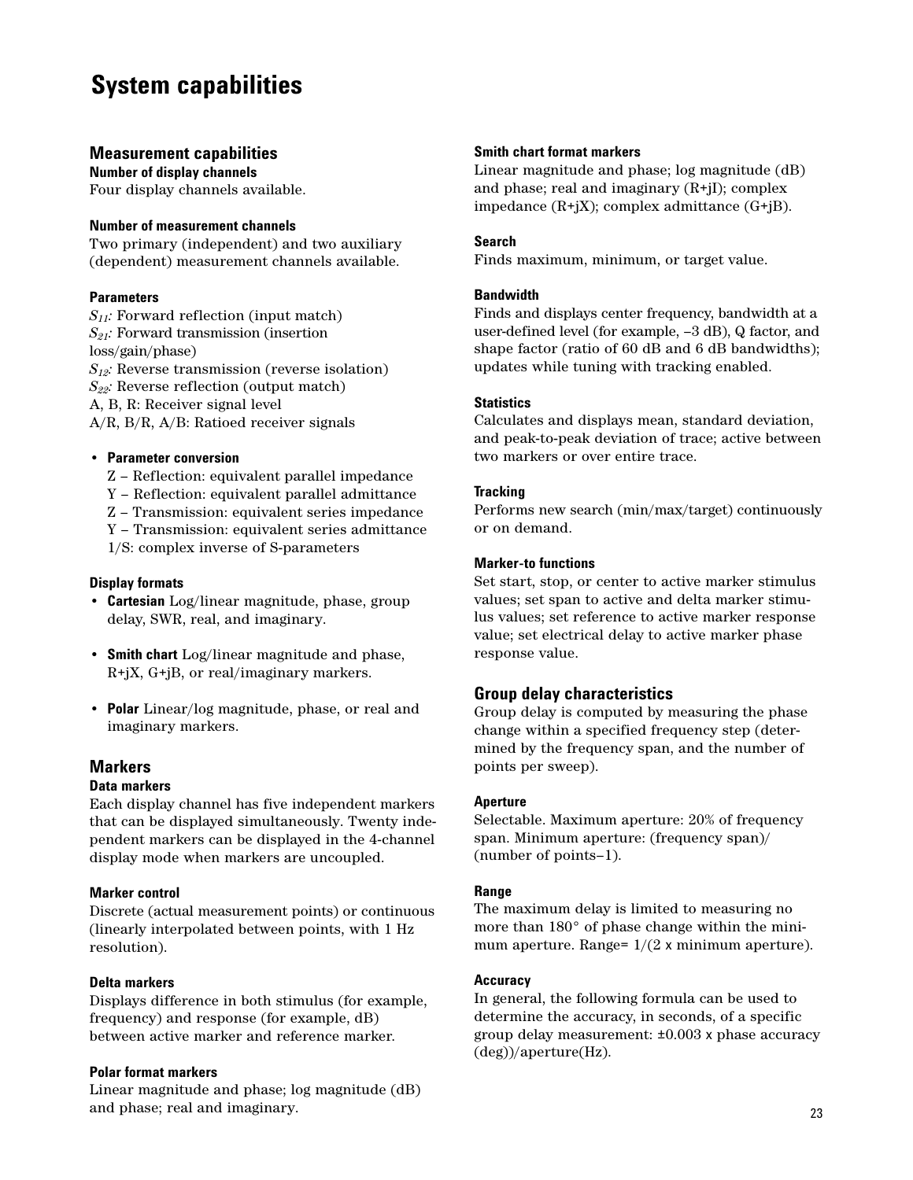# System capabilities

## Measurement capabilities

### Number of display channels

Four display channels available.

### Number of measurement channels

Two primary (independent) and two auxiliary (dependent) measurement channels available.

### Parameters

$S_{11}$: Forward reflection (input match)
$S_{21}$: Forward transmission (insertion loss/gain/phase)
$S_{12}$: Reverse transmission (reverse isolation)
$S_{22}$: Reverse reflection (output match)
A, B, R: Receiver signal level
A/R, B/R, A/B: Ratioed receiver signals

- **Parameter conversion**
  Z – Reflection: equivalent parallel impedance
  Y – Reflection: equivalent parallel admittance
  Z – Transmission: equivalent series impedance
  Y – Transmission: equivalent series admittance
  1/S: complex inverse of S-parameters

### Display formats

- **Cartesian** Log/linear magnitude, phase, group delay, SWR, real, and imaginary.
- **Smith chart** Log/linear magnitude and phase, R+jX, G+jB, or real/imaginary markers.
- **Polar** Linear/log magnitude, phase, or real and imaginary markers.

## Markers

### Data markers

Each display channel has five independent markers that can be displayed simultaneously. Twenty independent markers can be displayed in the 4-channel display mode when markers are uncoupled.

### Marker control

Discrete (actual measurement points) or continuous (linearly interpolated between points, with 1 Hz resolution).

### Delta markers

Displays difference in both stimulus (for example, frequency) and response (for example, dB) between active marker and reference marker.

### Polar format markers

Linear magnitude and phase; log magnitude (dB) and phase; real and imaginary.

### Smith chart format markers

Linear magnitude and phase; log magnitude (dB) and phase; real and imaginary (R+jI); complex impedance (R+jX); complex admittance (G+jB).

### Search

Finds maximum, minimum, or target value.

### Bandwidth

Finds and displays center frequency, bandwidth at a user-defined level (for example, –3 dB), Q factor, and shape factor (ratio of 60 dB and 6 dB bandwidths); updates while tuning with tracking enabled.

### Statistics

Calculates and displays mean, standard deviation, and peak-to-peak deviation of trace; active between two markers or over entire trace.

### Tracking

Performs new search (min/max/target) continuously or on demand.

### Marker-to functions

Set start, stop, or center to active marker stimulus values; set span to active and delta marker stimulus values; set reference to active marker response value; set electrical delay to active marker phase response value.

## Group delay characteristics

Group delay is computed by measuring the phase change within a specified frequency step (determined by the frequency span, and the number of points per sweep).

### Aperture

Selectable. Maximum aperture: 20% of frequency span. Minimum aperture: (frequency span)/(number of points–1).

### Range

The maximum delay is limited to measuring no more than 180° of phase change within the minimum aperture. Range= 1/(2 x minimum aperture).

### Accuracy

In general, the following formula can be used to determine the accuracy, in seconds, of a specific group delay measurement: ±0.003 x phase accuracy (deg))/aperture(Hz).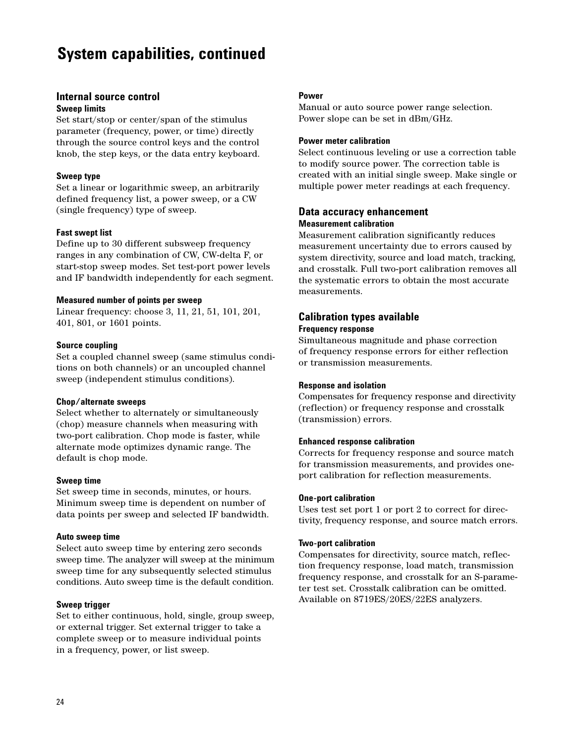# System capabilities, continued

## Internal source control

### Sweep limits

Set start/stop or center/span of the stimulus parameter (frequency, power, or time) directly through the source control keys and the control knob, the step keys, or the data entry keyboard.

### Sweep type

Set a linear or logarithmic sweep, an arbitrarily defined frequency list, a power sweep, or a CW (single frequency) type of sweep.

### Fast swept list

Define up to 30 different subsweep frequency ranges in any combination of CW, CW-delta F, or start-stop sweep modes. Set test-port power levels and IF bandwidth independently for each segment.

### Measured number of points per sweep

Linear frequency: choose 3, 11, 21, 51, 101, 201, 401, 801, or 1601 points.

### Source coupling

Set a coupled channel sweep (same stimulus conditions on both channels) or an uncoupled channel sweep (independent stimulus conditions).

### Chop/alternate sweeps

Select whether to alternately or simultaneously (chop) measure channels when measuring with two-port calibration. Chop mode is faster, while alternate mode optimizes dynamic range. The default is chop mode.

### Sweep time

Set sweep time in seconds, minutes, or hours. Minimum sweep time is dependent on number of data points per sweep and selected IF bandwidth.

### Auto sweep time

Select auto sweep time by entering zero seconds sweep time. The analyzer will sweep at the minimum sweep time for any subsequently selected stimulus conditions. Auto sweep time is the default condition.

### Sweep trigger

Set to either continuous, hold, single, group sweep, or external trigger. Set external trigger to take a complete sweep or to measure individual points in a frequency, power, or list sweep.

### Power

Manual or auto source power range selection. Power slope can be set in dBm/GHz.

### Power meter calibration

Select continuous leveling or use a correction table to modify source power. The correction table is created with an initial single sweep. Make single or multiple power meter readings at each frequency.

## Data accuracy enhancement

### Measurement calibration

Measurement calibration significantly reduces measurement uncertainty due to errors caused by system directivity, source and load match, tracking, and crosstalk. Full two-port calibration removes all the systematic errors to obtain the most accurate measurements.

## Calibration types available

### Frequency response

Simultaneous magnitude and phase correction of frequency response errors for either reflection or transmission measurements.

### Response and isolation

Compensates for frequency response and directivity (reflection) or frequency response and crosstalk (transmission) errors.

### Enhanced response calibration

Corrects for frequency response and source match for transmission measurements, and provides one-port calibration for reflection measurements.

### One-port calibration

Uses test set port 1 or port 2 to correct for directivity, frequency response, and source match errors.

### Two-port calibration

Compensates for directivity, source match, reflection frequency response, load match, transmission frequency response, and crosstalk for an S-parameter test set. Crosstalk calibration can be omitted. Available on 8719ES/20ES/22ES analyzers.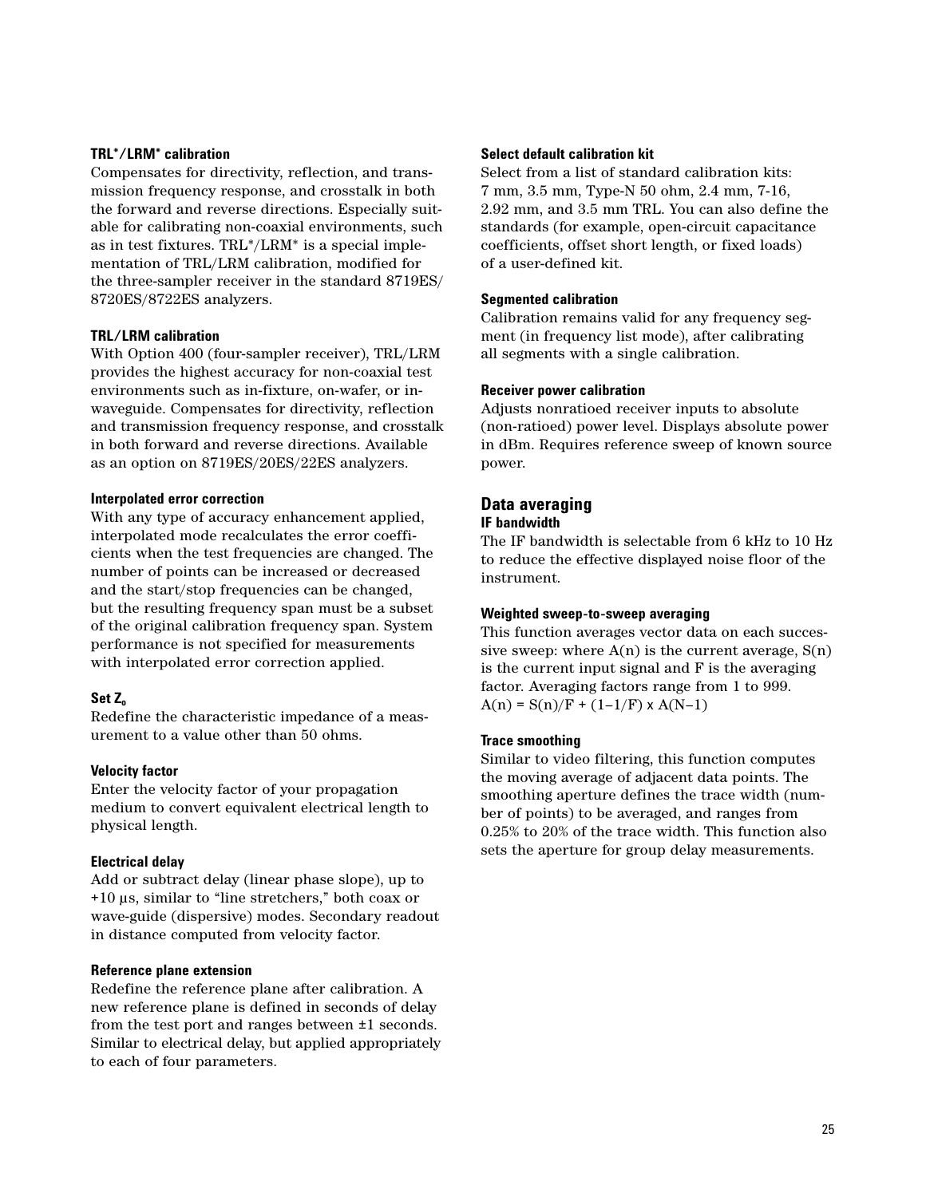#### TRL*/LRM* calibration

Compensates for directivity, reflection, and transmission frequency response, and crosstalk in both the forward and reverse directions. Especially suitable for calibrating non-coaxial environments, such as in test fixtures. TRL*/LRM* is a special implementation of TRL/LRM calibration, modified for the three-sampler receiver in the standard 8719ES/ 8720ES/8722ES analyzers.

#### TRL/LRM calibration

With Option 400 (four-sampler receiver), TRL/LRM provides the highest accuracy for non-coaxial test environments such as in-fixture, on-wafer, or in-waveguide. Compensates for directivity, reflection and transmission frequency response, and crosstalk in both forward and reverse directions. Available as an option on 8719ES/20ES/22ES analyzers.

#### Interpolated error correction

With any type of accuracy enhancement applied, interpolated mode recalculates the error coefficients when the test frequencies are changed. The number of points can be increased or decreased and the start/stop frequencies can be changed, but the resulting frequency span must be a subset of the original calibration frequency span. System performance is not specified for measurements with interpolated error correction applied.

#### Set $Z_o$

Redefine the characteristic impedance of a measurement to a value other than 50 ohms.

#### Velocity factor

Enter the velocity factor of your propagation medium to convert equivalent electrical length to physical length.

#### Electrical delay

Add or subtract delay (linear phase slope), up to +10 µs, similar to “line stretchers,” both coax or wave-guide (dispersive) modes. Secondary readout in distance computed from velocity factor.

#### Reference plane extension

Redefine the reference plane after calibration. A new reference plane is defined in seconds of delay from the test port and ranges between ±1 seconds. Similar to electrical delay, but applied appropriately to each of four parameters.

#### Select default calibration kit

Select from a list of standard calibration kits: 7 mm, 3.5 mm, Type-N 50 ohm, 2.4 mm, 7-16, 2.92 mm, and 3.5 mm TRL. You can also define the standards (for example, open-circuit capacitance coefficients, offset short length, or fixed loads) of a user-defined kit.

#### Segmented calibration

Calibration remains valid for any frequency segment (in frequency list mode), after calibrating all segments with a single calibration.

#### Receiver power calibration

Adjusts nonratioed receiver inputs to absolute (non-ratioed) power level. Displays absolute power in dBm. Requires reference sweep of known source power.

### Data averaging

#### IF bandwidth

The IF bandwidth is selectable from 6 kHz to 10 Hz to reduce the effective displayed noise floor of the instrument.

#### Weighted sweep-to-sweep averaging

This function averages vector data on each successive sweep: where $A(n)$ is the current average, $S(n)$ is the current input signal and F is the averaging factor. Averaging factors range from 1 to 999.

$A(n) = S(n)/F + (1–1/F) \times A(N–1)$

#### Trace smoothing

Similar to video filtering, this function computes the moving average of adjacent data points. The smoothing aperture defines the trace width (number of points) to be averaged, and ranges from 0.25% to 20% of the trace width. This function also sets the aperture for group delay measurements.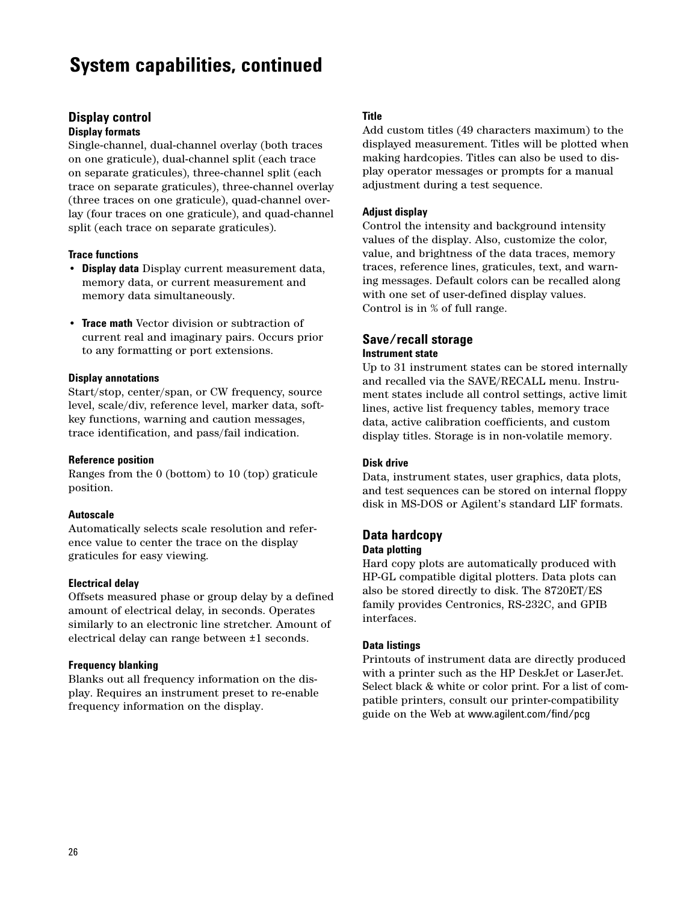# System capabilities, continued

## Display control

### Display formats

Single-channel, dual-channel overlay (both traces on one graticule), dual-channel split (each trace on separate graticules), three-channel split (each trace on separate graticules), three-channel overlay (three traces on one graticule), quad-channel overlay (four traces on one graticule), and quad-channel split (each trace on separate graticules).

### Trace functions

- **Display data** Display current measurement data, memory data, or current measurement and memory data simultaneously.
- **Trace math** Vector division or subtraction of current real and imaginary pairs. Occurs prior to any formatting or port extensions.

### Display annotations

Start/stop, center/span, or CW frequency, source level, scale/div, reference level, marker data, softkey functions, warning and caution messages, trace identification, and pass/fail indication.

### Reference position

Ranges from the 0 (bottom) to 10 (top) graticule position.

### Autoscale

Automatically selects scale resolution and reference value to center the trace on the display graticules for easy viewing.

### Electrical delay

Offsets measured phase or group delay by a defined amount of electrical delay, in seconds. Operates similarly to an electronic line stretcher. Amount of electrical delay can range between ±1 seconds.

### Frequency blanking

Blanks out all frequency information on the display. Requires an instrument preset to re-enable frequency information on the display.

### Title

Add custom titles (49 characters maximum) to the displayed measurement. Titles will be plotted when making hardcopies. Titles can also be used to display operator messages or prompts for a manual adjustment during a test sequence.

### Adjust display

Control the intensity and background intensity values of the display. Also, customize the color, value, and brightness of the data traces, memory traces, reference lines, graticules, text, and warning messages. Default colors can be recalled along with one set of user-defined display values. Control is in % of full range.

## Save/recall storage

### Instrument state

Up to 31 instrument states can be stored internally and recalled via the SAVE/RECALL menu. Instrument states include all control settings, active limit lines, active list frequency tables, memory trace data, active calibration coefficients, and custom display titles. Storage is in non-volatile memory.

### Disk drive

Data, instrument states, user graphics, data plots, and test sequences can be stored on internal floppy disk in MS-DOS or Agilent's standard LIF formats.

## Data hardcopy

### Data plotting

Hard copy plots are automatically produced with HP-GL compatible digital plotters. Data plots can also be stored directly to disk. The 8720ET/ES family provides Centronics, RS-232C, and GPIB interfaces.

### Data listings

Printouts of instrument data are directly produced with a printer such as the HP DeskJet or LaserJet. Select black & white or color print. For a list of compatible printers, consult our printer-compatibility guide on the Web at www.agilent.com/find/pcg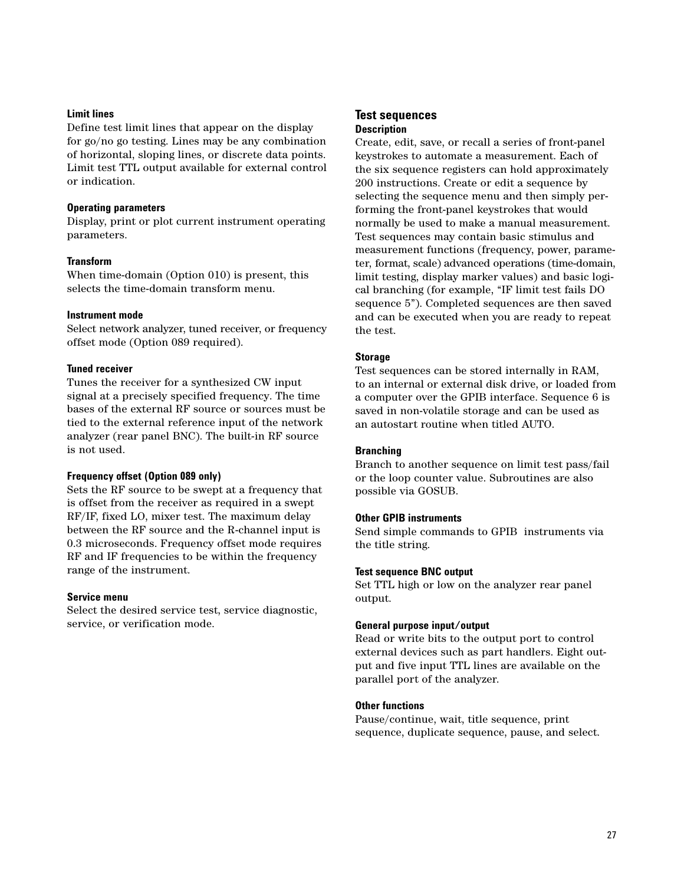#### Limit lines

Define test limit lines that appear on the display for go/no go testing. Lines may be any combination of horizontal, sloping lines, or discrete data points. Limit test TTL output available for external control or indication.

#### Operating parameters

Display, print or plot current instrument operating parameters.

#### Transform

When time-domain (Option 010) is present, this selects the time-domain transform menu.

#### Instrument mode

Select network analyzer, tuned receiver, or frequency offset mode (Option 089 required).

#### Tuned receiver

Tunes the receiver for a synthesized CW input signal at a precisely specified frequency. The time bases of the external RF source or sources must be tied to the external reference input of the network analyzer (rear panel BNC). The built-in RF source is not used.

#### Frequency offset (Option 089 only)

Sets the RF source to be swept at a frequency that is offset from the receiver as required in a swept RF/IF, fixed LO, mixer test. The maximum delay between the RF source and the R-channel input is 0.3 microseconds. Frequency offset mode requires RF and IF frequencies to be within the frequency range of the instrument.

#### Service menu

Select the desired service test, service diagnostic, service, or verification mode.

### Test sequences

#### Description

Create, edit, save, or recall a series of front-panel keystrokes to automate a measurement. Each of the six sequence registers can hold approximately 200 instructions. Create or edit a sequence by selecting the sequence menu and then simply performing the front-panel keystrokes that would normally be used to make a manual measurement. Test sequences may contain basic stimulus and measurement functions (frequency, power, parameter, format, scale) advanced operations (time-domain, limit testing, display marker values) and basic logical branching (for example, "IF limit test fails DO sequence 5"). Completed sequences are then saved and can be executed when you are ready to repeat the test.

#### Storage

Test sequences can be stored internally in RAM, to an internal or external disk drive, or loaded from a computer over the GPIB interface. Sequence 6 is saved in non-volatile storage and can be used as an autostart routine when titled AUTO.

#### Branching

Branch to another sequence on limit test pass/fail or the loop counter value. Subroutines are also possible via GOSUB.

#### Other GPIB instruments

Send simple commands to GPIB instruments via the title string.

#### Test sequence BNC output

Set TTL high or low on the analyzer rear panel output.

#### General purpose input/output

Read or write bits to the output port to control external devices such as part handlers. Eight output and five input TTL lines are available on the parallel port of the analyzer.

#### Other functions

Pause/continue, wait, title sequence, print sequence, duplicate sequence, pause, and select.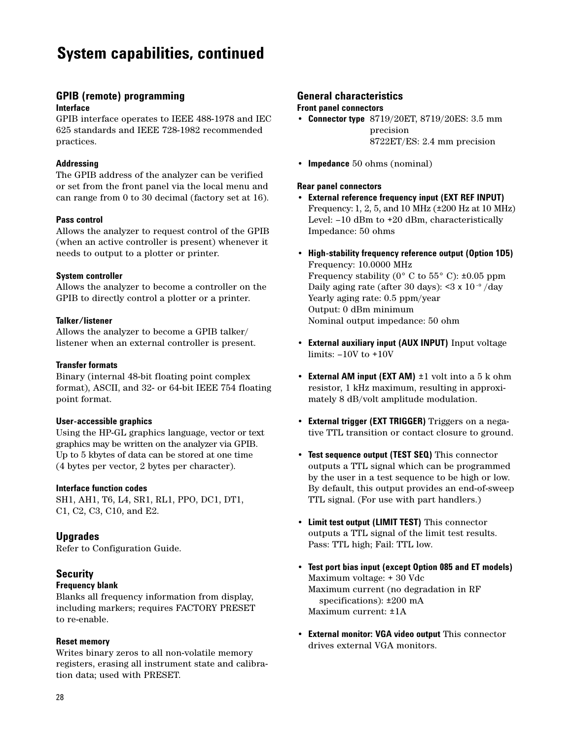# System capabilities, continued

## GPIB (remote) programming

**Interface**

GPIB interface operates to IEEE 488-1978 and IEC 625 standards and IEEE 728-1982 recommended practices.

**Addressing**

The GPIB address of the analyzer can be verified or set from the front panel via the local menu and can range from 0 to 30 decimal (factory set at 16).

**Pass control**

Allows the analyzer to request control of the GPIB (when an active controller is present) whenever it needs to output to a plotter or printer.

**System controller**

Allows the analyzer to become a controller on the GPIB to directly control a plotter or a printer.

**Talker/listener**

Allows the analyzer to become a GPIB talker/listener when an external controller is present.

**Transfer formats**

Binary (internal 48-bit floating point complex format), ASCII, and 32- or 64-bit IEEE 754 floating point format.

**User-accessible graphics**

Using the HP-GL graphics language, vector or text graphics may be written on the analyzer via GPIB. Up to 5 kbytes of data can be stored at one time (4 bytes per vector, 2 bytes per character).

**Interface function codes**

SH1, AH1, T6, L4, SR1, RL1, PPO, DC1, DT1, C1, C2, C3, C10, and E2.

## Upgrades

Refer to Configuration Guide.

## Security

**Frequency blank**

Blanks all frequency information from display, including markers; requires FACTORY PRESET to re-enable.

**Reset memory**

Writes binary zeros to all non-volatile memory registers, erasing all instrument state and calibration data; used with PRESET.

## General characteristics

**Front panel connectors**

- **Connector type** 8719/20ET, 8719/20ES: 3.5 mm precision
  8722ET/ES: 2.4 mm precision
- **Impedance** 50 ohms (nominal)

**Rear panel connectors**

- **External reference frequency input (EXT REF INPUT)**
  Frequency: 1, 2, 5, and 10 MHz (±200 Hz at 10 MHz)
  Level: –10 dBm to +20 dBm, characteristically
  Impedance: 50 ohms
- **High-stability frequency reference output (Option 1D5)**
  Frequency: 10.0000 MHz
  Frequency stability (0° C to 55° C): ±0.05 ppm
  Daily aging rate (after 30 days): <3 x $10^{-9}$ /day
  Yearly aging rate: 0.5 ppm/year
  Output: 0 dBm minimum
  Nominal output impedance: 50 ohm
- **External auxiliary input (AUX INPUT)** Input voltage limits: –10V to +10V
- **External AM input (EXT AM)** ±1 volt into a 5 k ohm resistor, 1 kHz maximum, resulting in approximately 8 dB/volt amplitude modulation.
- **External trigger (EXT TRIGGER)** Triggers on a negative TTL transition or contact closure to ground.
- **Test sequence output (TEST SEQ)** This connector outputs a TTL signal which can be programmed by the user in a test sequence to be high or low. By default, this output provides an end-of-sweep TTL signal. (For use with part handlers.)
- **Limit test output (LIMIT TEST)** This connector outputs a TTL signal of the limit test results. Pass: TTL high; Fail: TTL low.
- **Test port bias input (except Option 085 and ET models)**
  Maximum voltage: + 30 Vdc
  Maximum current (no degradation in RF specifications): ±200 mA
  Maximum current: ±1A
- **External monitor: VGA video output** This connector drives external VGA monitors.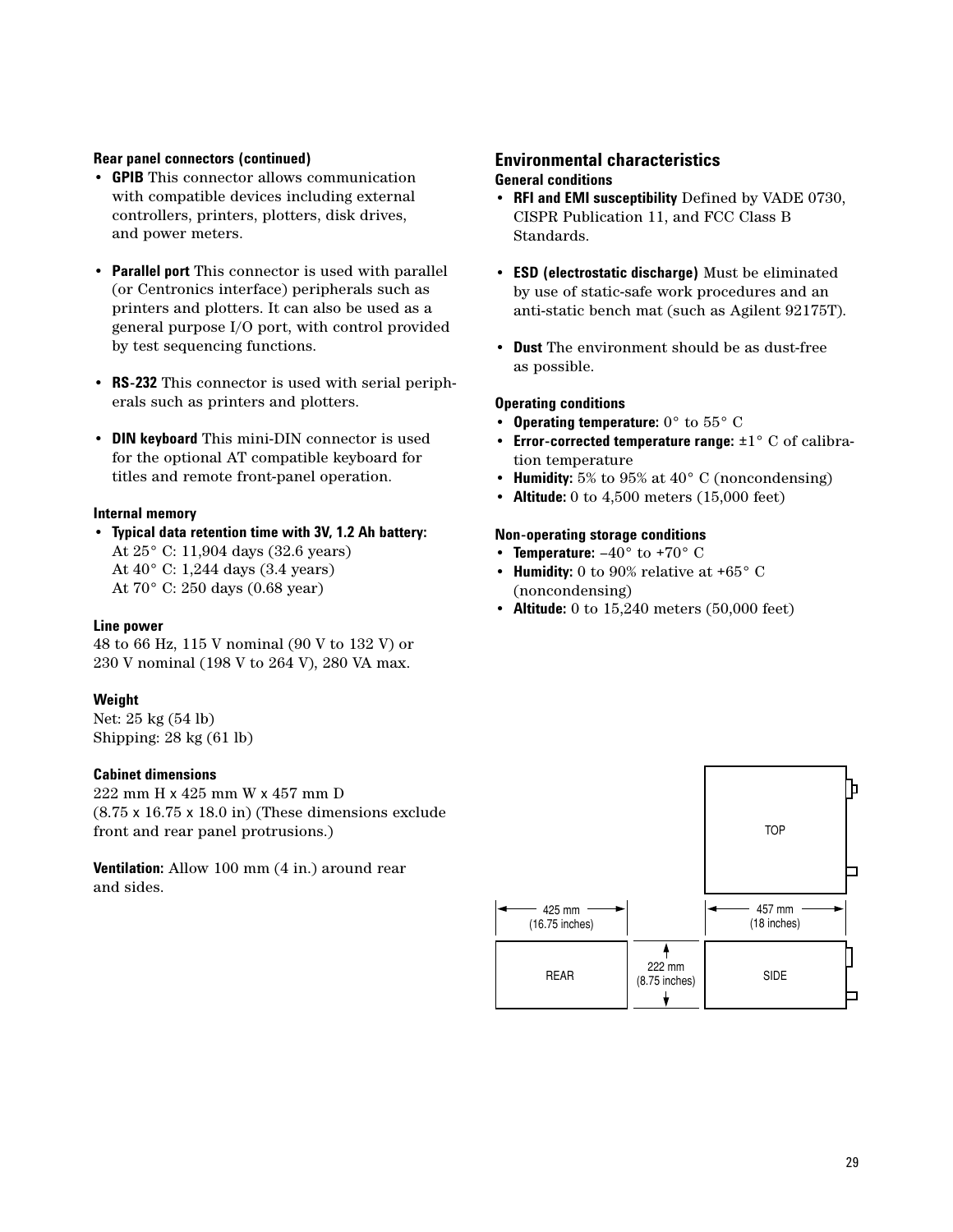#### Rear panel connectors (continued)

- **GPIB** This connector allows communication with compatible devices including external controllers, printers, plotters, disk drives, and power meters.

- **Parallel port** This connector is used with parallel (or Centronics interface) peripherals such as printers and plotters. It can also be used as a general purpose I/O port, with control provided by test sequencing functions.

- **RS-232** This connector is used with serial peripherals such as printers and plotters.

- **DIN keyboard** This mini-DIN connector is used for the optional AT compatible keyboard for titles and remote front-panel operation.

#### Internal memory

- **Typical data retention time with 3V, 1.2 Ah battery:**
  At 25° C: 11,904 days (32.6 years)
  At 40° C: 1,244 days (3.4 years)
  At 70° C: 250 days (0.68 year)

#### Line power

48 to 66 Hz, 115 V nominal (90 V to 132 V) or 230 V nominal (198 V to 264 V), 280 VA max.

#### Weight

Net: 25 kg (54 lb)
Shipping: 28 kg (61 lb)

#### Cabinet dimensions

222 mm H x 425 mm W x 457 mm D
(8.75 x 16.75 x 18.0 in) (These dimensions exclude front and rear panel protrusions.)

**Ventilation:** Allow 100 mm (4 in.) around rear and sides.

## Environmental characteristics

#### General conditions

- **RFI and EMI susceptibility** Defined by VADE 0730, CISPR Publication 11, and FCC Class B Standards.

- **ESD (electrostatic discharge)** Must be eliminated by use of static-safe work procedures and an anti-static bench mat (such as Agilent 92175T).

- **Dust** The environment should be as dust-free as possible.

#### Operating conditions

- **Operating temperature:** 0° to 55° C
- **Error-corrected temperature range:** ±1° C of calibration temperature
- **Humidity:** 5% to 95% at 40° C (noncondensing)
- **Altitude:** 0 to 4,500 meters (15,000 feet)

#### Non-operating storage conditions

- **Temperature:** –40° to +70° C
- **Humidity:** 0 to 90% relative at +65° C (noncondensing)
- **Altitude:** 0 to 15,240 meters (50,000 feet)

TOP

425 mm (16.75 inches) | 222 mm (8.75 inches) | 457 mm (18 inches)

REAR | SIDE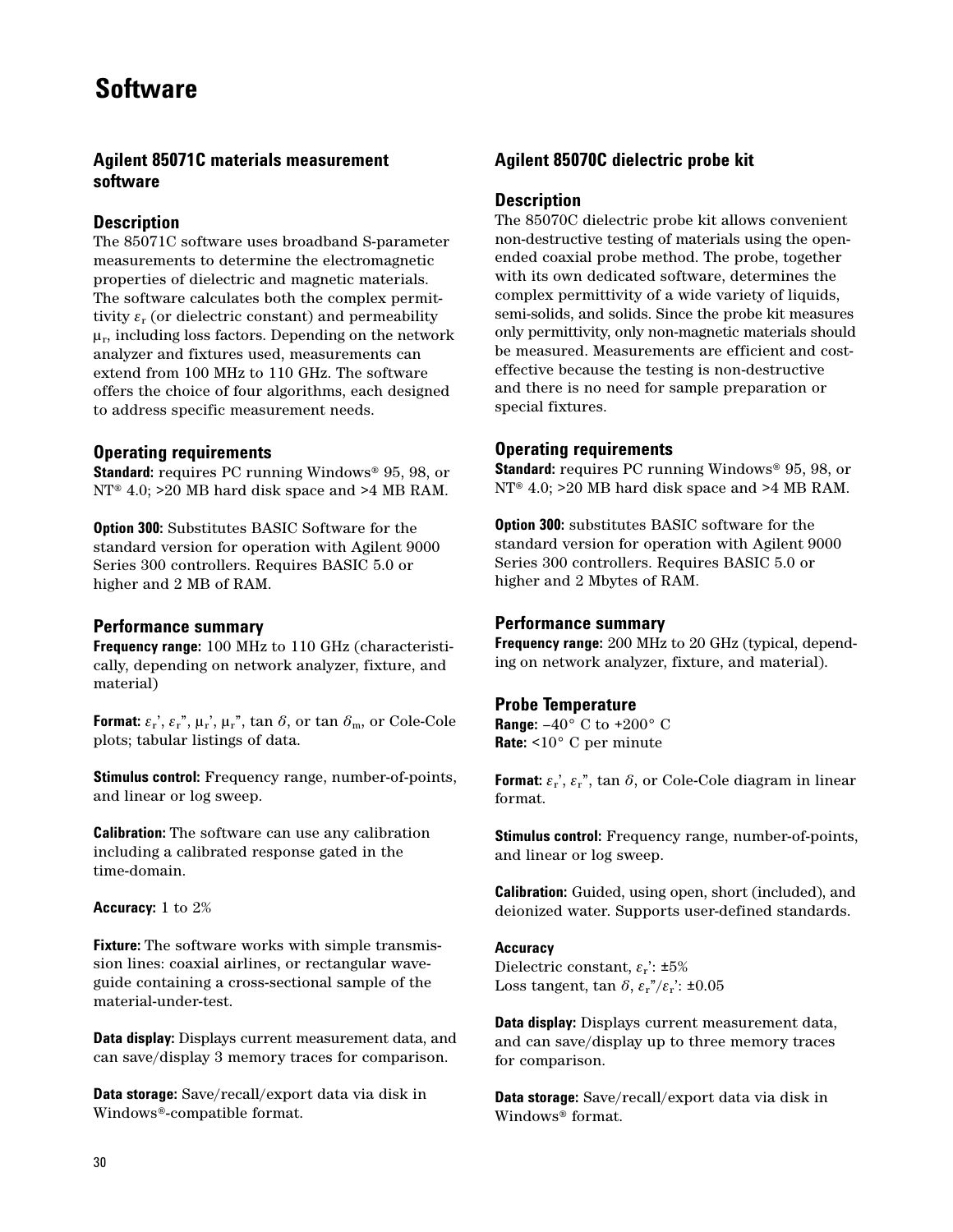# Software

## Agilent 85071C materials measurement software

### Description

The 85071C software uses broadband S-parameter measurements to determine the electromagnetic properties of dielectric and magnetic materials. The software calculates both the complex permittivity $\varepsilon_r$ (or dielectric constant) and permeability $\mu_r$, including loss factors. Depending on the network analyzer and fixtures used, measurements can extend from 100 MHz to 110 GHz. The software offers the choice of four algorithms, each designed to address specific measurement needs.

### Operating requirements

**Standard:** requires PC running Windows® 95, 98, or NT® 4.0; >20 MB hard disk space and >4 MB RAM.

**Option 300:** Substitutes BASIC Software for the standard version for operation with Agilent 9000 Series 300 controllers. Requires BASIC 5.0 or higher and 2 MB of RAM.

### Performance summary

**Frequency range:** 100 MHz to 110 GHz (characteristically, depending on network analyzer, fixture, and material)

**Format:** $\varepsilon_r'$, $\varepsilon_r''$, $\mu_r'$, $\mu_r''$, tan $\delta$, or tan $\delta_m$, or Cole-Cole plots; tabular listings of data.

**Stimulus control:** Frequency range, number-of-points, and linear or log sweep.

**Calibration:** The software can use any calibration including a calibrated response gated in the time-domain.

**Accuracy:** 1 to 2%

**Fixture:** The software works with simple transmission lines: coaxial airlines, or rectangular waveguide containing a cross-sectional sample of the material-under-test.

**Data display:** Displays current measurement data, and can save/display 3 memory traces for comparison.

**Data storage:** Save/recall/export data via disk in Windows®-compatible format.

## Agilent 85070C dielectric probe kit

### Description

The 85070C dielectric probe kit allows convenient non-destructive testing of materials using the open-ended coaxial probe method. The probe, together with its own dedicated software, determines the complex permittivity of a wide variety of liquids, semi-solids, and solids. Since the probe kit measures only permittivity, only non-magnetic materials should be measured. Measurements are efficient and cost-effective because the testing is non-destructive and there is no need for sample preparation or special fixtures.

### Operating requirements

**Standard:** requires PC running Windows® 95, 98, or NT® 4.0; >20 MB hard disk space and >4 MB RAM.

**Option 300:** substitutes BASIC software for the standard version for operation with Agilent 9000 Series 300 controllers. Requires BASIC 5.0 or higher and 2 Mbytes of RAM.

### Performance summary

**Frequency range:** 200 MHz to 20 GHz (typical, depending on network analyzer, fixture, and material).

### Probe Temperature

**Range:** –40° C to +200° C
**Rate:** <10° C per minute

**Format:** $\varepsilon_r'$, $\varepsilon_r''$, tan $\delta$, or Cole-Cole diagram in linear format.

**Stimulus control:** Frequency range, number-of-points, and linear or log sweep.

**Calibration:** Guided, using open, short (included), and deionized water. Supports user-defined standards.

**Accuracy**
Dielectric constant, $\varepsilon_r'$: ±5%
Loss tangent, tan $\delta$, $\varepsilon_r''/\varepsilon_r'$: ±0.05

**Data display:** Displays current measurement data, and can save/display up to three memory traces for comparison.

**Data storage:** Save/recall/export data via disk in Windows® format.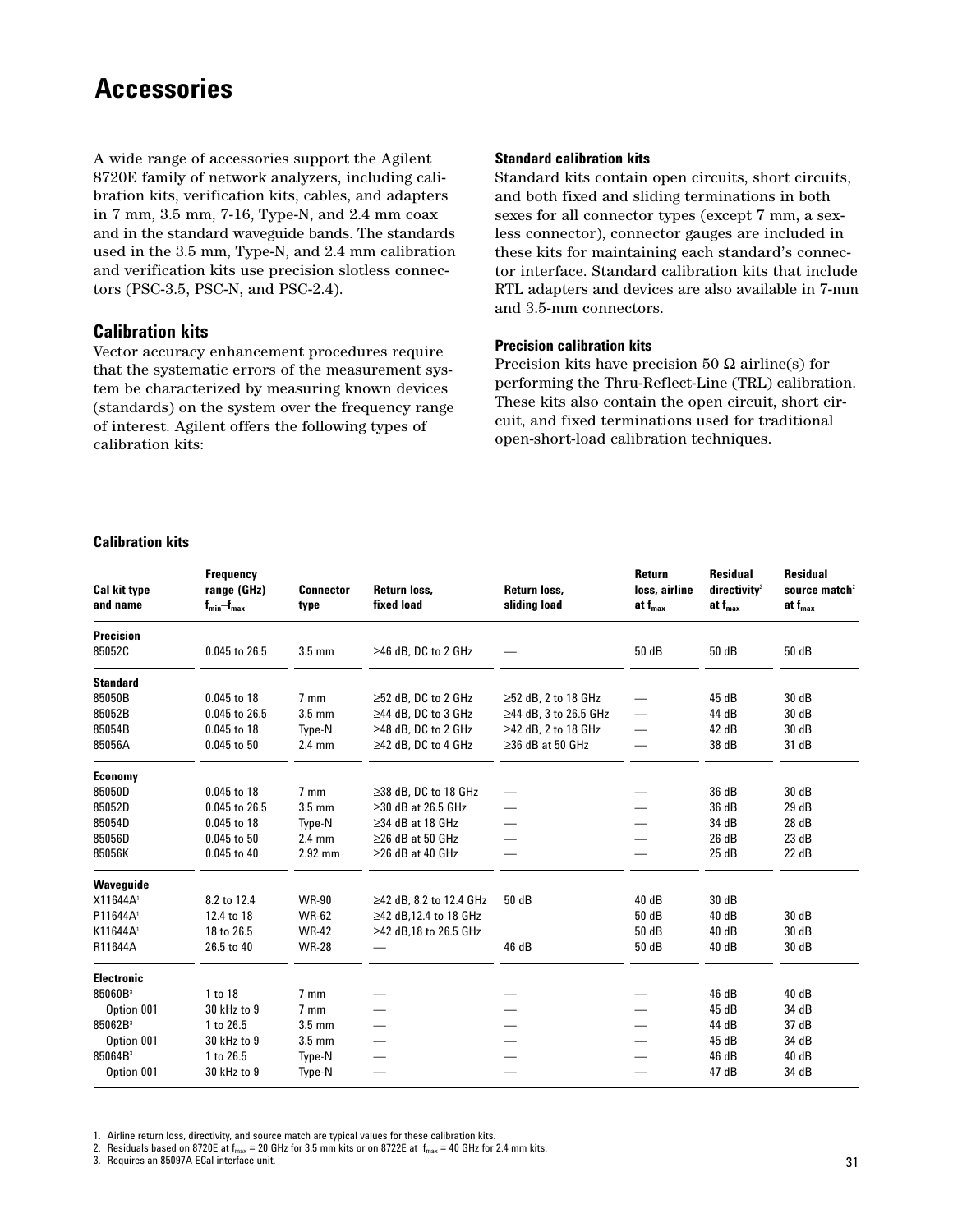# Accessories

A wide range of accessories support the Agilent 8720E family of network analyzers, including calibration kits, verification kits, cables, and adapters in 7 mm, 3.5 mm, 7-16, Type-N, and 2.4 mm coax and in the standard waveguide bands. The standards used in the 3.5 mm, Type-N, and 2.4 mm calibration and verification kits use precision slotless connectors (PSC-3.5, PSC-N, and PSC-2.4).

## Calibration kits

Vector accuracy enhancement procedures require that the systematic errors of the measurement system be characterized by measuring known devices (standards) on the system over the frequency range of interest. Agilent offers the following types of calibration kits:

### Standard calibration kits

Standard kits contain open circuits, short circuits, and both fixed and sliding terminations in both sexes for all connector types (except 7 mm, a sexless connector), connector gauges are included in these kits for maintaining each standard's connector interface. Standard calibration kits that include RTL adapters and devices are also available in 7-mm and 3.5-mm connectors.

### Precision calibration kits

Precision kits have precision 50 Ω airline(s) for performing the Thru-Reflect-Line (TRL) calibration. These kits also contain the open circuit, short circuit, and fixed terminations used for traditional open-short-load calibration techniques.

**Calibration kits**

| Cal kit type and name | Frequency range (GHz) $f_{min}$–$f_{max}$ | Connector type | Return loss, fixed load | Return loss, sliding load | Return loss, airline at $f_{max}$ | Residual directivity[2] at $f_{max}$ | Residual source match[2] at $f_{max}$ |
|---|---|---|---|---|---|---|---|
| **Precision** | | | | | | | |
| 85052C | 0.045 to 26.5 | 3.5 mm | ≥46 dB, DC to 2 GHz | — | 50 dB | 50 dB | 50 dB |
| **Standard** | | | | | | | |
| 85050B | 0.045 to 18 | 7 mm | ≥52 dB, DC to 2 GHz | ≥52 dB, 2 to 18 GHz | — | 45 dB | 30 dB |
| 85052B | 0.045 to 26.5 | 3.5 mm | ≥44 dB, DC to 3 GHz | ≥44 dB, 3 to 26.5 GHz | — | 44 dB | 30 dB |
| 85054B | 0.045 to 18 | Type-N | ≥48 dB, DC to 2 GHz | ≥42 dB, 2 to 18 GHz | — | 42 dB | 30 dB |
| 85056A | 0.045 to 50 | 2.4 mm | ≥42 dB, DC to 4 GHz | ≥36 dB at 50 GHz | — | 38 dB | 31 dB |
| **Economy** | | | | | | | |
| 85050D | 0.045 to 18 | 7 mm | ≥38 dB, DC to 18 GHz | — | — | 36 dB | 30 dB |
| 85052D | 0.045 to 26.5 | 3.5 mm | ≥30 dB at 26.5 GHz | — | — | 36 dB | 29 dB |
| 85054D | 0.045 to 18 | Type-N | ≥34 dB at 18 GHz | — | — | 34 dB | 28 dB |
| 85056D | 0.045 to 50 | 2.4 mm | ≥26 dB at 50 GHz | — | — | 26 dB | 23 dB |
| 85056K | 0.045 to 40 | 2.92 mm | ≥26 dB at 40 GHz | — | — | 25 dB | 22 dB |
| **Waveguide** | | | | | | | |
| X11644A[1] | 8.2 to 12.4 | WR-90 | ≥42 dB, 8.2 to 12.4 GHz | 50 dB | 40 dB | 30 dB | |
| P11644A[1] | 12.4 to 18 | WR-62 | ≥42 dB,12.4 to 18 GHz | | 50 dB | 40 dB | 30 dB |
| K11644A[1] | 18 to 26.5 | WR-42 | ≥42 dB,18 to 26.5 GHz | | 50 dB | 40 dB | 30 dB |
| R11644A | 26.5 to 40 | WR-28 | — | 46 dB | 50 dB | 40 dB | 30 dB |
| **Electronic** | | | | | | | |
| 85060B[3] | 1 to 18 | 7 mm | — | — | — | 46 dB | 40 dB |
| Option 001 | 30 kHz to 9 | 7 mm | — | — | — | 45 dB | 34 dB |
| 85062B[3] | 1 to 26.5 | 3.5 mm | — | — | — | 44 dB | 37 dB |
| Option 001 | 30 kHz to 9 | 3.5 mm | — | — | — | 45 dB | 34 dB |
| 85064B[3] | 1 to 26.5 | Type-N | — | — | — | 46 dB | 40 dB |
| Option 001 | 30 kHz to 9 | Type-N | — | — | — | 47 dB | 34 dB |

1. Airline return loss, directivity, and source match are typical values for these calibration kits.
2. Residuals based on 8720E at $f_{max}$ = 20 GHz for 3.5 mm kits or on 8722E at $f_{max}$ = 40 GHz for 2.4 mm kits.
3. Requires an 85097A ECal interface unit.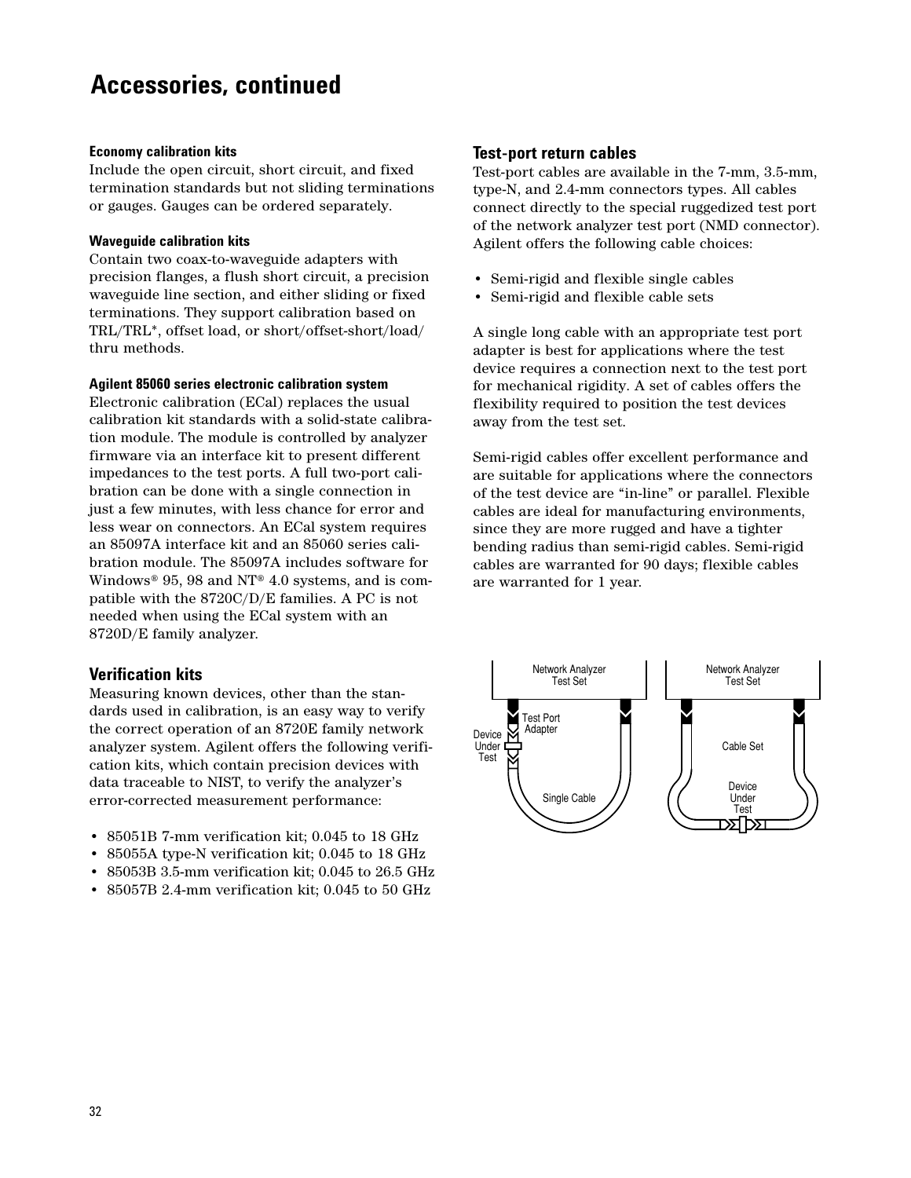# Accessories, continued

### Economy calibration kits

Include the open circuit, short circuit, and fixed termination standards but not sliding terminations or gauges. Gauges can be ordered separately.

### Waveguide calibration kits

Contain two coax-to-waveguide adapters with precision flanges, a flush short circuit, a precision waveguide line section, and either sliding or fixed terminations. They support calibration based on TRL/TRL*, offset load, or short/offset-short/load/thru methods.

### Agilent 85060 series electronic calibration system

Electronic calibration (ECal) replaces the usual calibration kit standards with a solid-state calibration module. The module is controlled by analyzer firmware via an interface kit to present different impedances to the test ports. A full two-port calibration can be done with a single connection in just a few minutes, with less chance for error and less wear on connectors. An ECal system requires an 85097A interface kit and an 85060 series calibration module. The 85097A includes software for Windows® 95, 98 and NT® 4.0 systems, and is compatible with the 8720C/D/E families. A PC is not needed when using the ECal system with an 8720D/E family analyzer.

## Verification kits

Measuring known devices, other than the standards used in calibration, is an easy way to verify the correct operation of an 8720E family network analyzer system. Agilent offers the following verification kits, which contain precision devices with data traceable to NIST, to verify the analyzer's error-corrected measurement performance:

- 85051B 7-mm verification kit; 0.045 to 18 GHz
- 85055A type-N verification kit; 0.045 to 18 GHz
- 85053B 3.5-mm verification kit; 0.045 to 26.5 GHz
- 85057B 2.4-mm verification kit; 0.045 to 50 GHz

## Test-port return cables

Test-port cables are available in the 7-mm, 3.5-mm, type-N, and 2.4-mm connectors types. All cables connect directly to the special ruggedized test port of the network analyzer test port (NMD connector). Agilent offers the following cable choices:

- Semi-rigid and flexible single cables
- Semi-rigid and flexible cable sets

A single long cable with an appropriate test port adapter is best for applications where the test device requires a connection next to the test port for mechanical rigidity. A set of cables offers the flexibility required to position the test devices away from the test set.

Semi-rigid cables offer excellent performance and are suitable for applications where the connectors of the test device are "in-line" or parallel. Flexible cables are ideal for manufacturing environments, since they are more rugged and have a tighter bending radius than semi-rigid cables. Semi-rigid cables are warranted for 90 days; flexible cables are warranted for 1 year.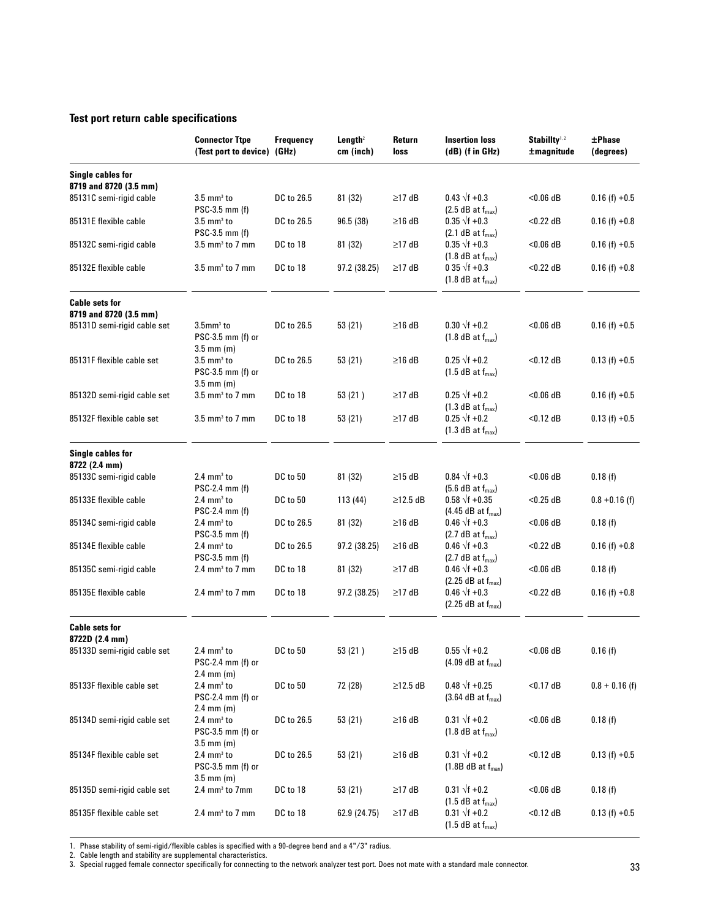## Test port return cable specifications

| | Connector Ttpe (Test port to device) | Frequency (GHz) | Length[2] cm (inch) | Return loss | Insertion loss (dB) (f in GHz) | Stabillty[1, 2] ±magnitude | ±Phase (degrees) |
|---|---|---|---|---|---|---|---|
| **Single cables for 8719 and 8720 (3.5 mm)** | | | | | | | |
| 85131C semi-rigid cable | 3.5 mm[3] to PSC-3.5 mm (f) | DC to 26.5 | 81 (32) | ≥17 dB | $0.43 \sqrt{f} + 0.3$ (2.5 dB at $f_{max}$) | <0.06 dB | 0.16 (f) +0.5 |
| 85131E flexible cable | 3.5 mm[3] to PSC-3.5 mm (f) | DC to 26.5 | 96.5 (38) | ≥16 dB | $0.35 \sqrt{f} + 0.3$ (2.1 dB at $f_{max}$) | <0.22 dB | 0.16 (f) +0.8 |
| 85132C semi-rigid cable | 3.5 mm[3] to 7 mm | DC to 18 | 81 (32) | ≥17 dB | $0.35 \sqrt{f} + 0.3$ (1.8 dB at $f_{max}$) | <0.06 dB | 0.16 (f) +0.5 |
| 85132E flexible cable | 3.5 mm[3] to 7 mm | DC to 18 | 97.2 (38.25) | ≥17 dB | $0 35 \sqrt{f} + 0.3$ (1.8 dB at $f_{max}$) | <0.22 dB | 0.16 (f) +0.8 |
| **Cable sets for 8719 and 8720 (3.5 mm)** | | | | | | | |
| 85131D semi-rigid cable set | 3.5mm[3] to PSC-3.5 mm (f) or 3.5 mm (m) | DC to 26.5 | 53 (21) | ≥16 dB | $0.30 \sqrt{f} + 0.2$ (1.8 dB at $f_{max}$) | <0.06 dB | 0.16 (f) +0.5 |
| 85131F flexible cable set | 3.5 mm[3] to PSC-3.5 mm (f) or 3.5 mm (m) | DC to 26.5 | 53 (21) | ≥16 dB | $0.25 \sqrt{f} + 0.2$ (1.5 dB at $f_{max}$) | <0.12 dB | 0.13 (f) +0.5 |
| 85132D semi-rigid cable set | 3.5 mm[3] to 7 mm | DC to 18 | 53 (21 ) | ≥17 dB | $0.25 \sqrt{f} + 0.2$ (1.3 dB at $f_{max}$) | <0.06 dB | 0.16 (f) +0.5 |
| 85132F flexible cable set | 3.5 mm[3] to 7 mm | DC to 18 | 53 (21) | ≥17 dB | $0.25 \sqrt{f} + 0.2$ (1.3 dB at $f_{max}$) | <0.12 dB | 0.13 (f) +0.5 |
| **Single cables for 8722 (2.4 mm)** | | | | | | | |
| 85133C semi-rigid cable | 2.4 mm[3] to PSC-2.4 mm (f) | DC to 50 | 81 (32) | ≥15 dB | $0.84 \sqrt{f} + 0.3$ (5.6 dB at $f_{max}$) | <0.06 dB | 0.18 (f) |
| 85133E flexible cable | 2.4 mm[3] to PSC-2.4 mm (f) | DC to 50 | 113 (44) | ≥12.5 dB | $0.58 \sqrt{f} + 0.35$ (4.45 dB at $f_{max}$) | <0.25 dB | 0.8 +0.16 (f) |
| 85134C semi-rigid cable | 2.4 mm[3] to PSC-3.5 mm (f) | DC to 26.5 | 81 (32) | ≥16 dB | $0.46 \sqrt{f} + 0.3$ (2.7 dB at $f_{max}$) | <0.06 dB | 0.18 (f) |
| 85134E flexible cable | 2.4 mm[3] to PSC-3.5 mm (f) | DC to 26.5 | 97.2 (38.25) | ≥16 dB | $0.46 \sqrt{f} + 0.3$ (2.7 dB at $f_{max}$) | <0.22 dB | 0.16 (f) +0.8 |
| 85135C semi-rigid cable | 2.4 mm[3] to 7 mm | DC to 18 | 81 (32) | ≥17 dB | $0.46 \sqrt{f} + 0.3$ (2.25 dB at $f_{max}$) | <0.06 dB | 0.18 (f) |
| 85135E flexible cable | 2.4 mm[3] to 7 mm | DC to 18 | 97.2 (38.25) | ≥17 dB | $0.46 \sqrt{f} + 0.3$ (2.25 dB at $f_{max}$) | <0.22 dB | 0.16 (f) +0.8 |
| **Cable sets for 8722D (2.4 mm)** | | | | | | | |
| 85133D semi-rigid cable set | 2.4 mm[3] to PSC-2.4 mm (f) or 2.4 mm (m) | DC to 50 | 53 (21 ) | ≥15 dB | $0.55 \sqrt{f} + 0.2$ (4.09 dB at $f_{max}$) | <0.06 dB | 0.16 (f) |
| 85133F flexible cable set | 2.4 mm[3] to PSC-2.4 mm (f) or 2.4 mm (m) | DC to 50 | 72 (28) | ≥12.5 dB | $0.48 \sqrt{f} + 0.25$ (3.64 dB at $f_{max}$) | <0.17 dB | 0.8 + 0.16 (f) |
| 85134D semi-rigid cable set | 2.4 mm[3] to PSC-3.5 mm (f) or 3.5 mm (m) | DC to 26.5 | 53 (21) | ≥16 dB | $0.31 \sqrt{f} + 0.2$ (1.8 dB at $f_{max}$) | <0.06 dB | 0.18 (f) |
| 85134F flexible cable set | 2.4 mm[3] to PSC-3.5 mm (f) or 3.5 mm (m) | DC to 26.5 | 53 (21) | ≥16 dB | $0.31 \sqrt{f} + 0.2$ (1.8B dB at $f_{max}$) | <0.12 dB | 0.13 (f) +0.5 |
| 85135D semi-rigid cable set | 2.4 mm[3] to 7mm | DC to 18 | 53 (21) | ≥17 dB | $0.31 \sqrt{f} + 0.2$ (1.5 dB at $f_{max}$) | <0.06 dB | 0.18 (f) |
| 85135F flexible cable set | 2.4 mm[3] to 7 mm | DC to 18 | 62.9 (24.75) | ≥17 dB | $0.31 \sqrt{f} + 0.2$ (1.5 dB at $f_{max}$) | <0.12 dB | 0.13 (f) +0.5 |

1. Phase stability of semi-rigid/flexible cables is specified with a 90-degree bend and a 4"/3" radius.
2. Cable length and stability are supplemental characteristics.
3. Special rugged female connector specifically for connecting to the network analyzer test port. Does not mate with a standard male connector.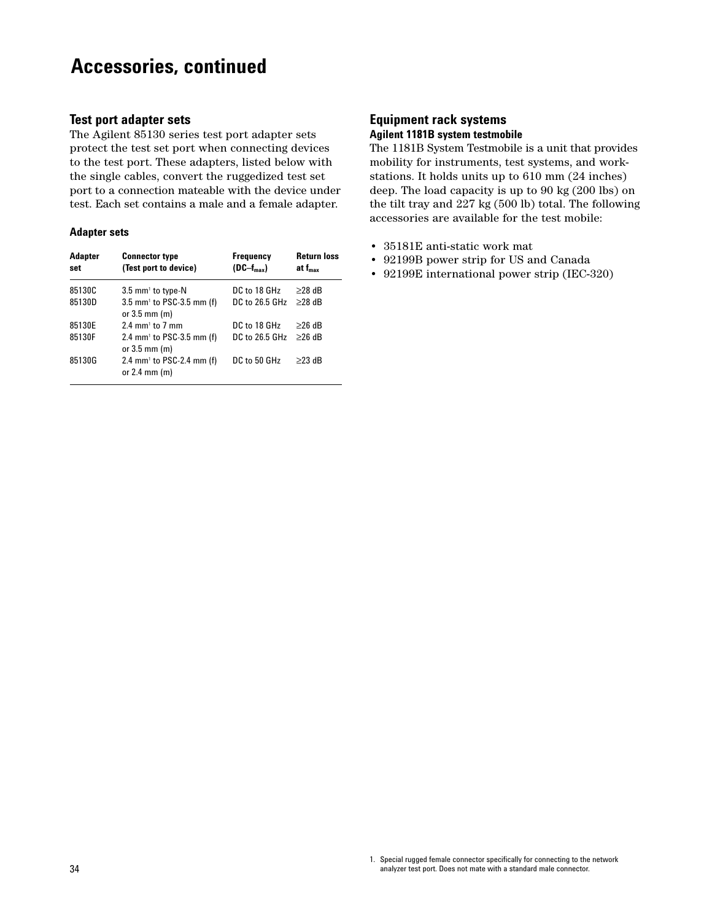# Accessories, continued

## Test port adapter sets

The Agilent 85130 series test port adapter sets protect the test set port when connecting devices to the test port. These adapters, listed below with the single cables, convert the ruggedized test set port to a connection mateable with the device under test. Each set contains a male and a female adapter.

### Adapter sets

| Adapter set | Connector type (Test port to device) | Frequency ($DC–f_{max}$) | Return loss at $f_{max}$ |
|---|---|---|---|
| 85130C | 3.5 mm[1] to type-N | DC to 18 GHz | ≥28 dB |
| 85130D | 3.5 mm[1] to PSC-3.5 mm (f) or 3.5 mm (m) | DC to 26.5 GHz | ≥28 dB |
| 85130E | 2.4 mm[1] to 7 mm | DC to 18 GHz | ≥26 dB |
| 85130F | 2.4 mm[1] to PSC-3.5 mm (f) or 3.5 mm (m) | DC to 26.5 GHz | ≥26 dB |
| 85130G | 2.4 mm[1] to PSC-2.4 mm (f) or 2.4 mm (m) | DC to 50 GHz | ≥23 dB |

## Equipment rack systems

### Agilent 1181B system testmobile

The 1181B System Testmobile is a unit that provides mobility for instruments, test systems, and workstations. It holds units up to 610 mm (24 inches) deep. The load capacity is up to 90 kg (200 lbs) on the tilt tray and 227 kg (500 lb) total. The following accessories are available for the test mobile:

- 35181E anti-static work mat
- 92199B power strip for US and Canada
- 92199E international power strip (IEC-320)

1. Special rugged female connector specifically for connecting to the network analyzer test port. Does not mate with a standard male connector.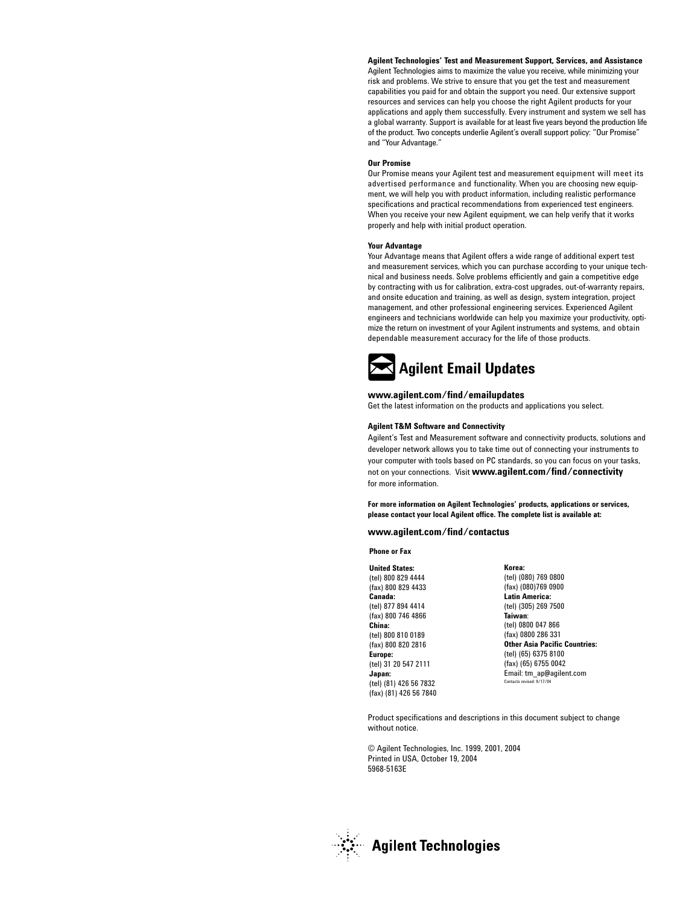**Agilent Technologies' Test and Measurement Support, Services, and Assistance**
Agilent Technologies aims to maximize the value you receive, while minimizing your risk and problems. We strive to ensure that you get the test and measurement capabilities you paid for and obtain the support you need. Our extensive support resources and services can help you choose the right Agilent products for your applications and apply them successfully. Every instrument and system we sell has a global warranty. Support is available for at least five years beyond the production life of the product. Two concepts underlie Agilent's overall support policy: "Our Promise" and "Your Advantage."

**Our Promise**
Our Promise means your Agilent test and measurement equipment will meet its advertised performance and functionality. When you are choosing new equipment, we will help you with product information, including realistic performance specifications and practical recommendations from experienced test engineers. When you receive your new Agilent equipment, we can help verify that it works properly and help with initial product operation.

**Your Advantage**
Your Advantage means that Agilent offers a wide range of additional expert test and measurement services, which you can purchase according to your unique technical and business needs. Solve problems efficiently and gain a competitive edge by contracting with us for calibration, extra-cost upgrades, out-of-warranty repairs, and onsite education and training, as well as design, system integration, project management, and other professional engineering services. Experienced Agilent engineers and technicians worldwide can help you maximize your productivity, optimize the return on investment of your Agilent instruments and systems, and obtain dependable measurement accuracy for the life of those products.

## Agilent Email Updates

**www.agilent.com/find/emailupdates**
Get the latest information on the products and applications you select.

**Agilent T&M Software and Connectivity**
Agilent's Test and Measurement software and connectivity products, solutions and developer network allows you to take time out of connecting your instruments to your computer with tools based on PC standards, so you can focus on your tasks, not on your connections. Visit **www.agilent.com/find/connectivity** for more information.

**For more information on Agilent Technologies' products, applications or services, please contact your local Agilent office. The complete list is available at:**

**www.agilent.com/find/contactus**

**Phone or Fax**

**United States:**
(tel) 800 829 4444
(fax) 800 829 4433
**Canada:**
(tel) 877 894 4414
(fax) 800 746 4866
**China:**
(tel) 800 810 0189
(fax) 800 820 2816
**Europe:**
(tel) 31 20 547 2111
**Japan:**
(tel) (81) 426 56 7832
(fax) (81) 426 56 7840

**Korea:**
(tel) (080) 769 0800
(fax) (080)769 0900
**Latin America:**
(tel) (305) 269 7500
**Taiwan**:
(tel) 0800 047 866
(fax) 0800 286 331
**Other Asia Pacific Countries:**
(tel) (65) 6375 8100
(fax) (65) 6755 0042
Email: tm_ap@agilent.com
Contacts revised: 9/17/04

Product specifications and descriptions in this document subject to change without notice.

© Agilent Technologies, Inc. 1999, 2001, 2004
Printed in USA, October 19, 2004
5968-5163E

Agilent Technologies